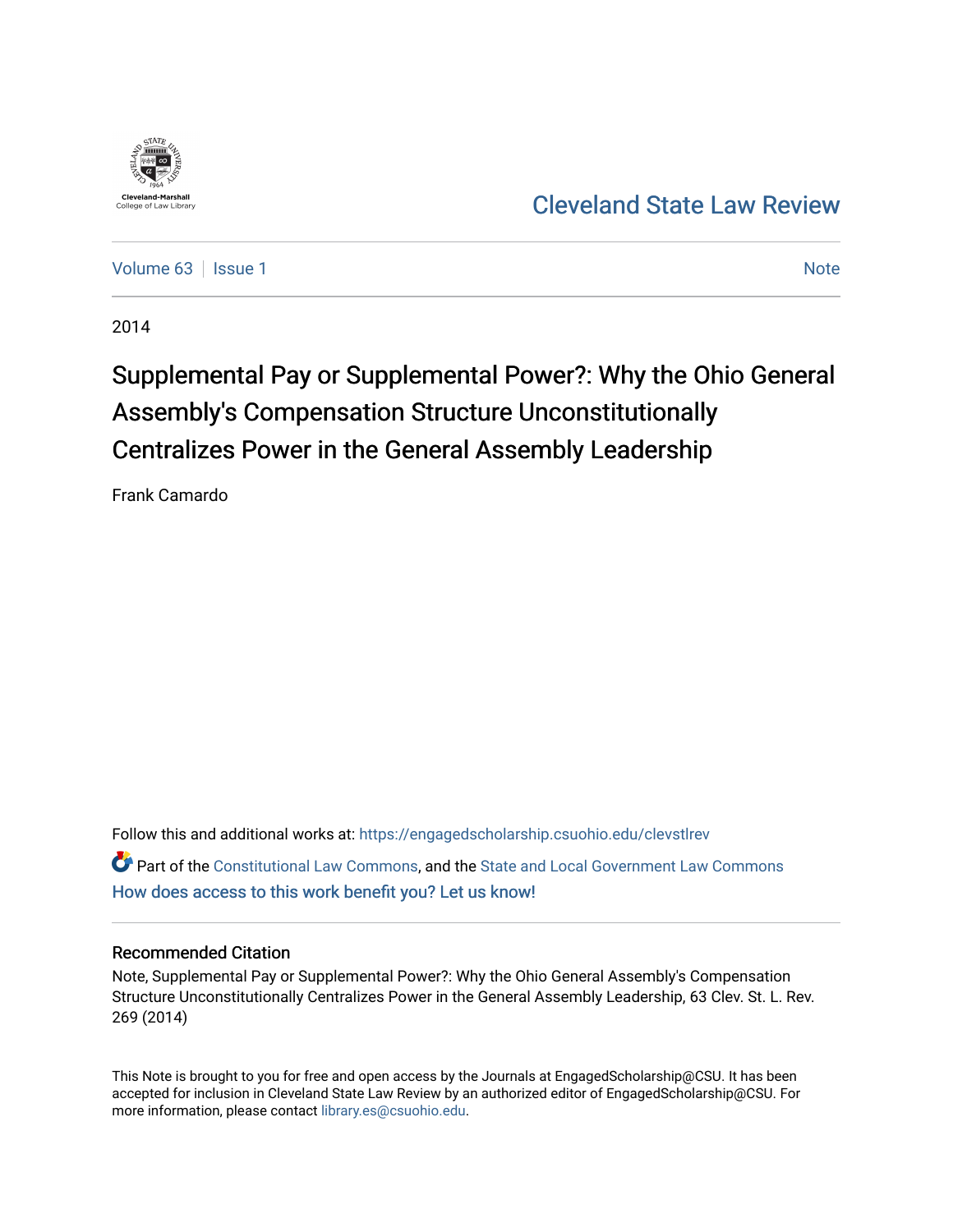Cleveland-Marshall College of Law Library

# Cleveland State Law Review

Volume 63 | Issue 1 | Note

2014

# Supplemental Pay or Supplemental Power?: Why the Ohio General Assembly's Compensation Structure Unconstitutionally Centralizes Power in the General Assembly Leadership

Frank Camardo

Follow this and additional works at: https://engagedscholarship.csuohio.edu/clevstlrev

Part of the Constitutional Law Commons, and the State and Local Government Law Commons

How does access to this work benefit you? Let us know!

## Recommended Citation

Note, Supplemental Pay or Supplemental Power?: Why the Ohio General Assembly's Compensation Structure Unconstitutionally Centralizes Power in the General Assembly Leadership, 63 Clev. St. L. Rev. 269 (2014)

This Note is brought to you for free and open access by the Journals at EngagedScholarship@CSU. It has been accepted for inclusion in Cleveland State Law Review by an authorized editor of EngagedScholarship@CSU. For more information, please contact library.es@csuohio.edu.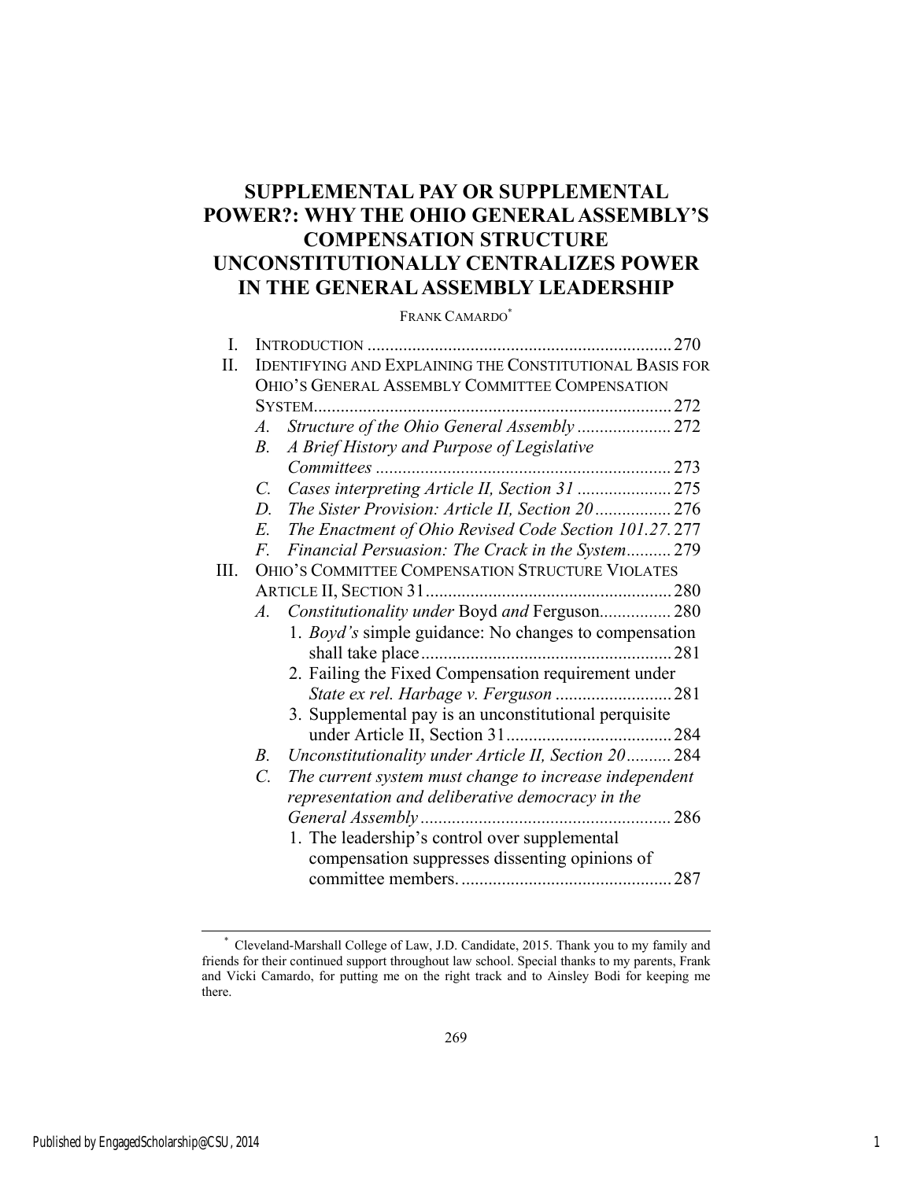# SUPPLEMENTAL PAY OR SUPPLEMENTAL POWER?: WHY THE OHIO GENERAL ASSEMBLY'S COMPENSATION STRUCTURE UNCONSTITUTIONALLY CENTRALIZES POWER IN THE GENERAL ASSEMBLY LEADERSHIP

FRANK CAMARDO[*]

- I. INTRODUCTION .................................................................. 270
- II. IDENTIFYING AND EXPLAINING THE CONSTITUTIONAL BASIS FOR OHIO'S GENERAL ASSEMBLY COMMITTEE COMPENSATION SYSTEM .................................................................. 272
  - A. *Structure of the Ohio General Assembly* .................... 272
  - B. *A Brief History and Purpose of Legislative Committees* .................................................................. 273
  - C. *Cases interpreting Article II, Section 31* .................... 275
  - D. *The Sister Provision: Article II, Section 20* ................ 276
  - E. *The Enactment of Ohio Revised Code Section 101.27.* 277
  - F. *Financial Persuasion: The Crack in the System* .......... 279
- III. OHIO'S COMMITTEE COMPENSATION STRUCTURE VIOLATES ARTICLE II, SECTION 31 ...................................................... 280
  - A. *Constitutionality under* Boyd *and* Ferguson ................ 280
    1. *Boyd's* simple guidance: No changes to compensation shall take place ....................................................... 281
    2. Failing the Fixed Compensation requirement under *State ex rel. Harbage v. Ferguson* ......................... 281
    3. Supplemental pay is an unconstitutional perquisite under Article II, Section 31 .................................... 284
  - B. *Unconstitutionality under Article II, Section 20* .......... 284
  - C. *The current system must change to increase independent representation and deliberative democracy in the General Assembly* ........................................................ 286
    1. The leadership's control over supplemental compensation suppresses dissenting opinions of committee members. .............................................. 287

---

[*] Cleveland-Marshall College of Law, J.D. Candidate, 2015. Thank you to my family and friends for their continued support throughout law school. Special thanks to my parents, Frank and Vicki Camardo, for putting me on the right track and to Ainsley Bodi for keeping me there.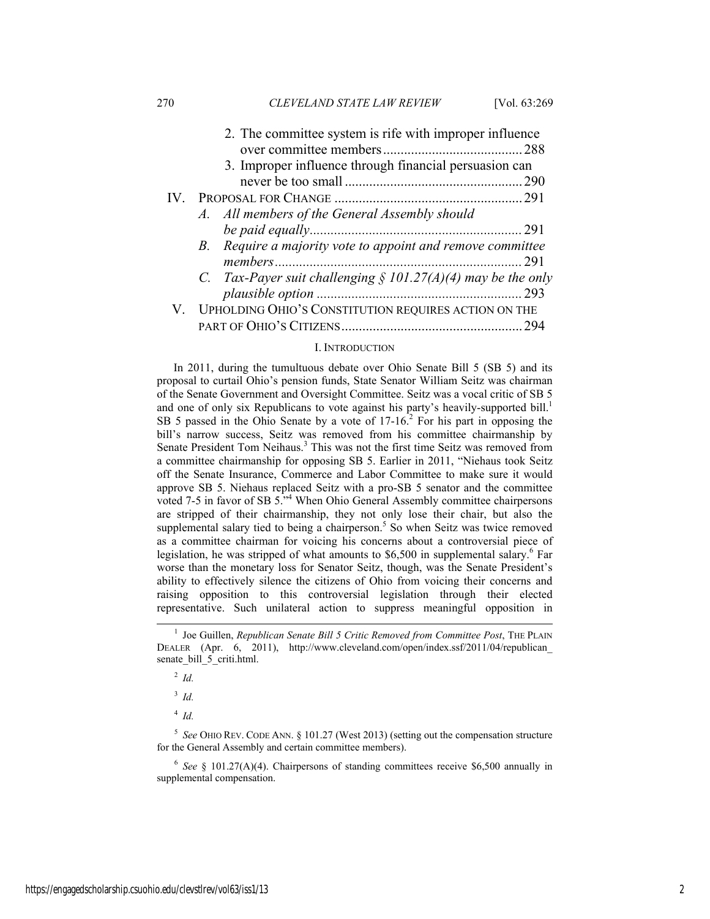2. The committee system is rife with improper influence over committee members ........................................ 288
3. Improper influence through financial persuasion can never be too small ................................................... 290

IV. PROPOSAL FOR CHANGE ...................................................... 291
   A. *All members of the General Assembly should be paid equally* ............................................................. 291
   B. *Require a majority vote to appoint and remove committee members* ....................................................................... 291
   C. *Tax-Payer suit challenging § 101.27(A)(4) may be the only plausible option* ........................................................... 293

V. UPHOLDING OHIO'S CONSTITUTION REQUIRES ACTION ON THE PART OF OHIO'S CITIZENS .................................................... 294

## I. INTRODUCTION

In 2011, during the tumultuous debate over Ohio Senate Bill 5 (SB 5) and its proposal to curtail Ohio's pension funds, State Senator William Seitz was chairman of the Senate Government and Oversight Committee. Seitz was a vocal critic of SB 5 and one of only six Republicans to vote against his party's heavily-supported bill.[1] SB 5 passed in the Ohio Senate by a vote of 17-16.[2] For his part in opposing the bill's narrow success, Seitz was removed from his committee chairmanship by Senate President Tom Neihaus.[3] This was not the first time Seitz was removed from a committee chairmanship for opposing SB 5. Earlier in 2011, "Niehaus took Seitz off the Senate Insurance, Commerce and Labor Committee to make sure it would approve SB 5. Niehaus replaced Seitz with a pro-SB 5 senator and the committee voted 7-5 in favor of SB 5."[4] When Ohio General Assembly committee chairpersons are stripped of their chairmanship, they not only lose their chair, but also the supplemental salary tied to being a chairperson.[5] So when Seitz was twice removed as a committee chairman for voicing his concerns about a controversial piece of legislation, he was stripped of what amounts to $6,500 in supplemental salary.[6] Far worse than the monetary loss for Senator Seitz, though, was the Senate President's ability to effectively silence the citizens of Ohio from voicing their concerns and raising opposition to this controversial legislation through their elected representative. Such unilateral action to suppress meaningful opposition in

---

[1] Joe Guillen, *Republican Senate Bill 5 Critic Removed from Committee Post*, THE PLAIN DEALER (Apr. 6, 2011), http://www.cleveland.com/open/index.ssf/2011/04/republican_senate_bill_5_criti.html.

[2] *Id.*

[3] *Id.*

[4] *Id.*

[5] *See* OHIO REV. CODE ANN. § 101.27 (West 2013) (setting out the compensation structure for the General Assembly and certain committee members).

[6] *See* § 101.27(A)(4). Chairpersons of standing committees receive $6,500 annually in supplemental compensation.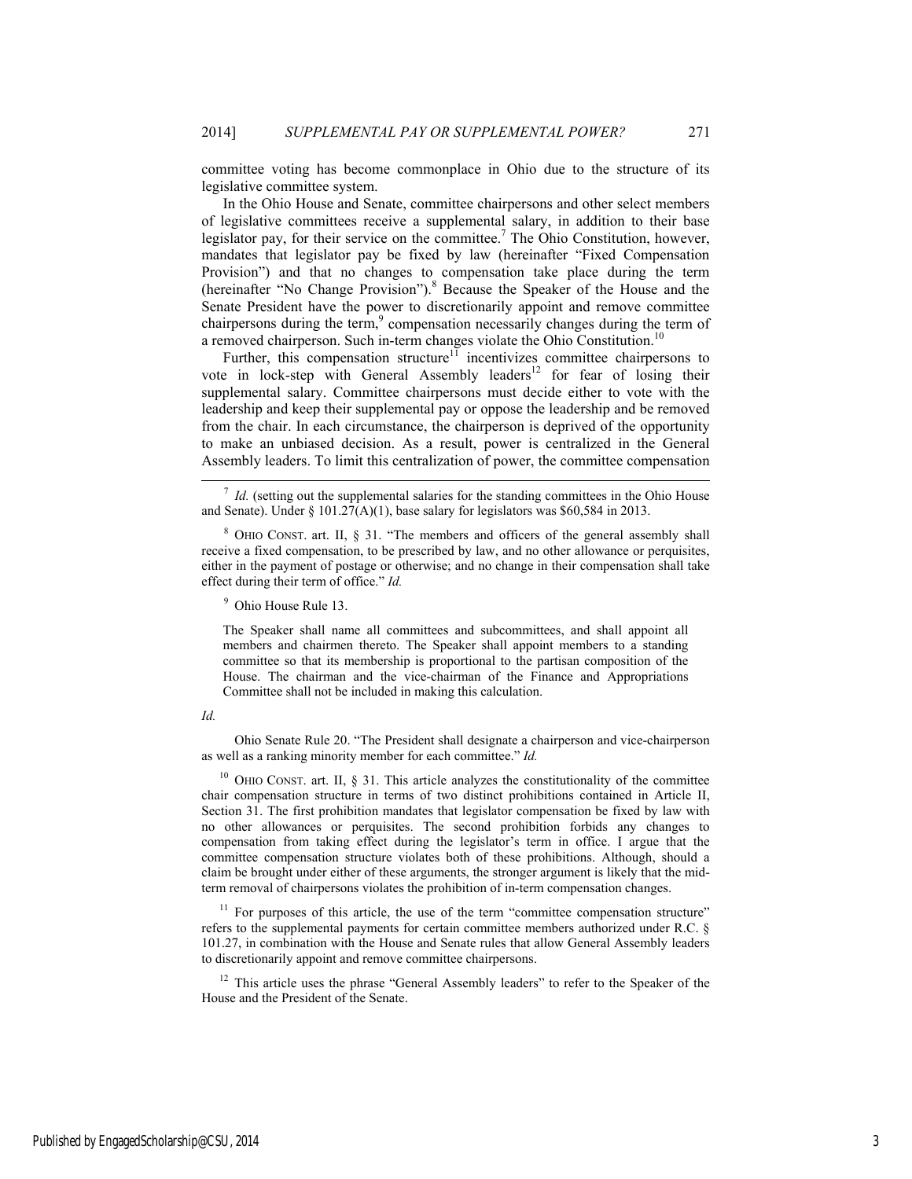committee voting has become commonplace in Ohio due to the structure of its legislative committee system.

In the Ohio House and Senate, committee chairpersons and other select members of legislative committees receive a supplemental salary, in addition to their base legislator pay, for their service on the committee.[7] The Ohio Constitution, however, mandates that legislator pay be fixed by law (hereinafter "Fixed Compensation Provision") and that no changes to compensation take place during the term (hereinafter "No Change Provision").[8] Because the Speaker of the House and the Senate President have the power to discretionarily appoint and remove committee chairpersons during the term,[9] compensation necessarily changes during the term of a removed chairperson. Such in-term changes violate the Ohio Constitution.[10]

Further, this compensation structure[11] incentivizes committee chairpersons to vote in lock-step with General Assembly leaders[12] for fear of losing their supplemental salary. Committee chairpersons must decide either to vote with the leadership and keep their supplemental pay or oppose the leadership and be removed from the chair. In each circumstance, the chairperson is deprived of the opportunity to make an unbiased decision. As a result, power is centralized in the General Assembly leaders. To limit this centralization of power, the committee compensation

---

[7] *Id.* (setting out the supplemental salaries for the standing committees in the Ohio House and Senate). Under § 101.27(A)(1), base salary for legislators was $60,584 in 2013.

[8] OHIO CONST. art. II, § 31. "The members and officers of the general assembly shall receive a fixed compensation, to be prescribed by law, and no other allowance or perquisites, either in the payment of postage or otherwise; and no change in their compensation shall take effect during their term of office." *Id.*

[9] Ohio House Rule 13.

> The Speaker shall name all committees and subcommittees, and shall appoint all members and chairmen thereto. The Speaker shall appoint members to a standing committee so that its membership is proportional to the partisan composition of the House. The chairman and the vice-chairman of the Finance and Appropriations Committee shall not be included in making this calculation.

*Id.*

Ohio Senate Rule 20. "The President shall designate a chairperson and vice-chairperson as well as a ranking minority member for each committee." *Id.*

[10] OHIO CONST. art. II, § 31. This article analyzes the constitutionality of the committee chair compensation structure in terms of two distinct prohibitions contained in Article II, Section 31. The first prohibition mandates that legislator compensation be fixed by law with no other allowances or perquisites. The second prohibition forbids any changes to compensation from taking effect during the legislator's term in office. I argue that the committee compensation structure violates both of these prohibitions. Although, should a claim be brought under either of these arguments, the stronger argument is likely that the mid-term removal of chairpersons violates the prohibition of in-term compensation changes.

[11] For purposes of this article, the use of the term "committee compensation structure" refers to the supplemental payments for certain committee members authorized under R.C. § 101.27, in combination with the House and Senate rules that allow General Assembly leaders to discretionarily appoint and remove committee chairpersons.

[12] This article uses the phrase "General Assembly leaders" to refer to the Speaker of the House and the President of the Senate.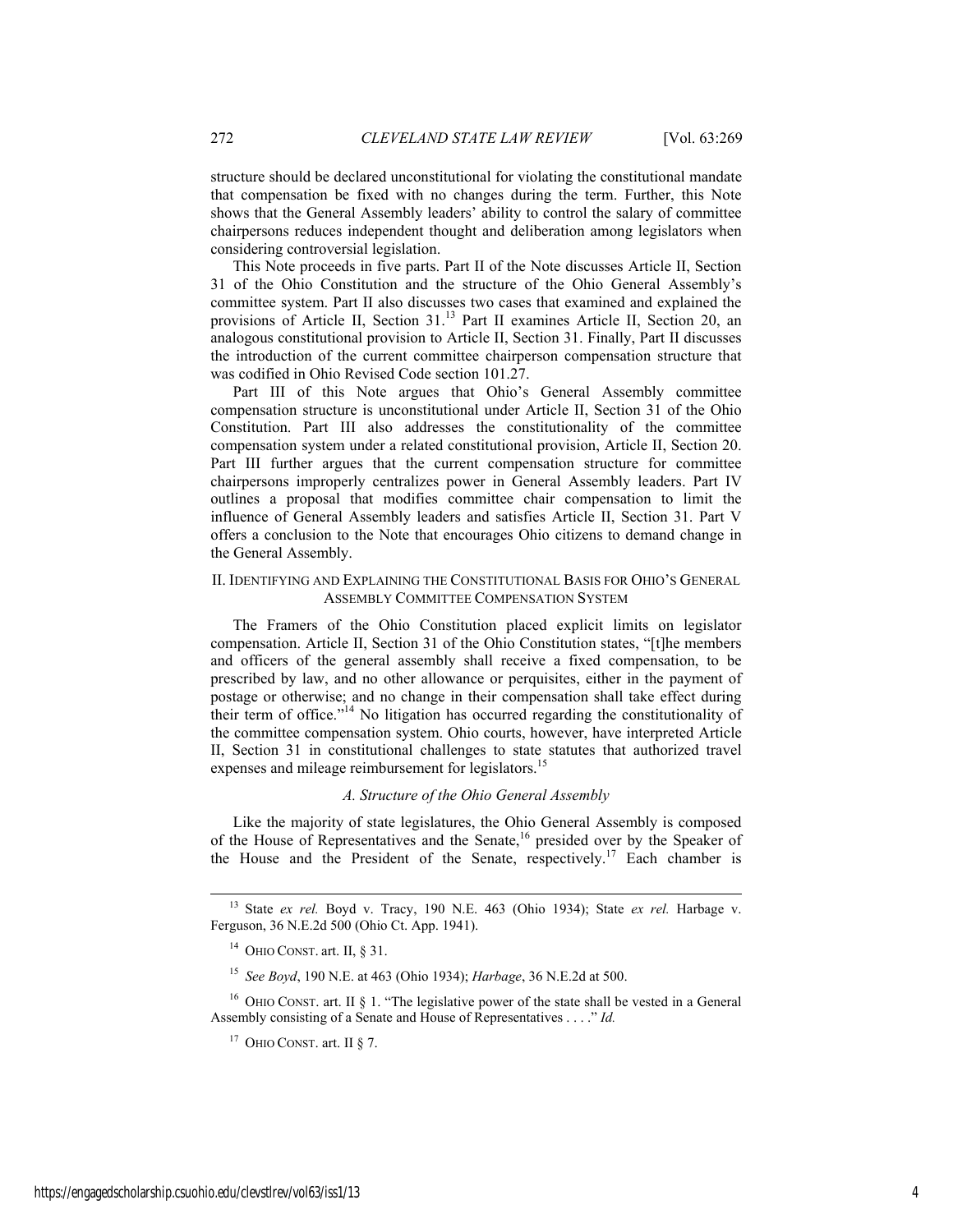structure should be declared unconstitutional for violating the constitutional mandate that compensation be fixed with no changes during the term. Further, this Note shows that the General Assembly leaders' ability to control the salary of committee chairpersons reduces independent thought and deliberation among legislators when considering controversial legislation.

This Note proceeds in five parts. Part II of the Note discusses Article II, Section 31 of the Ohio Constitution and the structure of the Ohio General Assembly's committee system. Part II also discusses two cases that examined and explained the provisions of Article II, Section 31.[13] Part II examines Article II, Section 20, an analogous constitutional provision to Article II, Section 31. Finally, Part II discusses the introduction of the current committee chairperson compensation structure that was codified in Ohio Revised Code section 101.27.

Part III of this Note argues that Ohio's General Assembly committee compensation structure is unconstitutional under Article II, Section 31 of the Ohio Constitution. Part III also addresses the constitutionality of the committee compensation system under a related constitutional provision, Article II, Section 20. Part III further argues that the current compensation structure for committee chairpersons improperly centralizes power in General Assembly leaders. Part IV outlines a proposal that modifies committee chair compensation to limit the influence of General Assembly leaders and satisfies Article II, Section 31. Part V offers a conclusion to the Note that encourages Ohio citizens to demand change in the General Assembly.

## II. Identifying and Explaining the Constitutional Basis for Ohio's General Assembly Committee Compensation System

The Framers of the Ohio Constitution placed explicit limits on legislator compensation. Article II, Section 31 of the Ohio Constitution states, "[t]he members and officers of the general assembly shall receive a fixed compensation, to be prescribed by law, and no other allowance or perquisites, either in the payment of postage or otherwise; and no change in their compensation shall take effect during their term of office."[14] No litigation has occurred regarding the constitutionality of the committee compensation system. Ohio courts, however, have interpreted Article II, Section 31 in constitutional challenges to state statutes that authorized travel expenses and mileage reimbursement for legislators.[15]

### *A. Structure of the Ohio General Assembly*

Like the majority of state legislatures, the Ohio General Assembly is composed of the House of Representatives and the Senate,[16] presided over by the Speaker of the House and the President of the Senate, respectively.[17] Each chamber is

---

[13] State *ex rel.* Boyd v. Tracy, 190 N.E. 463 (Ohio 1934); State *ex rel.* Harbage v. Ferguson, 36 N.E.2d 500 (Ohio Ct. App. 1941).

[14] Ohio Const. art. II, § 31.

[15] *See Boyd*, 190 N.E. at 463 (Ohio 1934); *Harbage*, 36 N.E.2d at 500.

[16] Ohio Const. art. II § 1. "The legislative power of the state shall be vested in a General Assembly consisting of a Senate and House of Representatives . . . ." *Id.*

[17] Ohio Const. art. II § 7.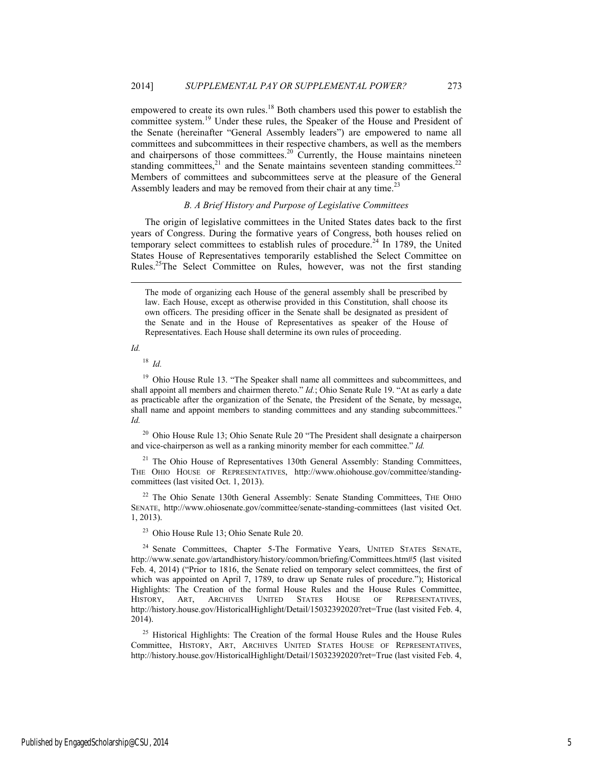empowered to create its own rules.[18] Both chambers used this power to establish the committee system.[19] Under these rules, the Speaker of the House and President of the Senate (hereinafter "General Assembly leaders") are empowered to name all committees and subcommittees in their respective chambers, as well as the members and chairpersons of those committees.[20] Currently, the House maintains nineteen standing committees,[21] and the Senate maintains seventeen standing committees.[22] Members of committees and subcommittees serve at the pleasure of the General Assembly leaders and may be removed from their chair at any time.[23]

### *B. A Brief History and Purpose of Legislative Committees*

The origin of legislative committees in the United States dates back to the first years of Congress. During the formative years of Congress, both houses relied on temporary select committees to establish rules of procedure.[24] In 1789, the United States House of Representatives temporarily established the Select Committee on Rules.[25]The Select Committee on Rules, however, was not the first standing

---

> The mode of organizing each House of the general assembly shall be prescribed by law. Each House, except as otherwise provided in this Constitution, shall choose its own officers. The presiding officer in the Senate shall be designated as president of the Senate and in the House of Representatives as speaker of the House of Representatives. Each House shall determine its own rules of proceeding.

*Id.*

[18] *Id.*

[19] Ohio House Rule 13. "The Speaker shall name all committees and subcommittees, and shall appoint all members and chairmen thereto." *Id.*; Ohio Senate Rule 19. "At as early a date as practicable after the organization of the Senate, the President of the Senate, by message, shall name and appoint members to standing committees and any standing subcommittees." *Id.*

[20] Ohio House Rule 13; Ohio Senate Rule 20 "The President shall designate a chairperson and vice-chairperson as well as a ranking minority member for each committee." *Id.*

[21] The Ohio House of Representatives 130th General Assembly: Standing Committees, THE OHIO HOUSE OF REPRESENTATIVES, http://www.ohiohouse.gov/committee/standing-committees (last visited Oct. 1, 2013).

[22] The Ohio Senate 130th General Assembly: Senate Standing Committees, THE OHIO SENATE, http://www.ohiosenate.gov/committee/senate-standing-committees (last visited Oct. 1, 2013).

[23] Ohio House Rule 13; Ohio Senate Rule 20.

[24] Senate Committees, Chapter 5-The Formative Years, UNITED STATES SENATE, http://www.senate.gov/artandhistory/history/common/briefing/Committees.htm#5 (last visited Feb. 4, 2014) ("Prior to 1816, the Senate relied on temporary select committees, the first of which was appointed on April 7, 1789, to draw up Senate rules of procedure."); Historical Highlights: The Creation of the formal House Rules and the House Rules Committee, HISTORY, ART, ARCHIVES UNITED STATES HOUSE OF REPRESENTATIVES, http://history.house.gov/HistoricalHighlight/Detail/15032392020?ret=True (last visited Feb. 4, 2014).

[25] Historical Highlights: The Creation of the formal House Rules and the House Rules Committee, HISTORY, ART, ARCHIVES UNITED STATES HOUSE OF REPRESENTATIVES, http://history.house.gov/HistoricalHighlight/Detail/15032392020?ret=True (last visited Feb. 4,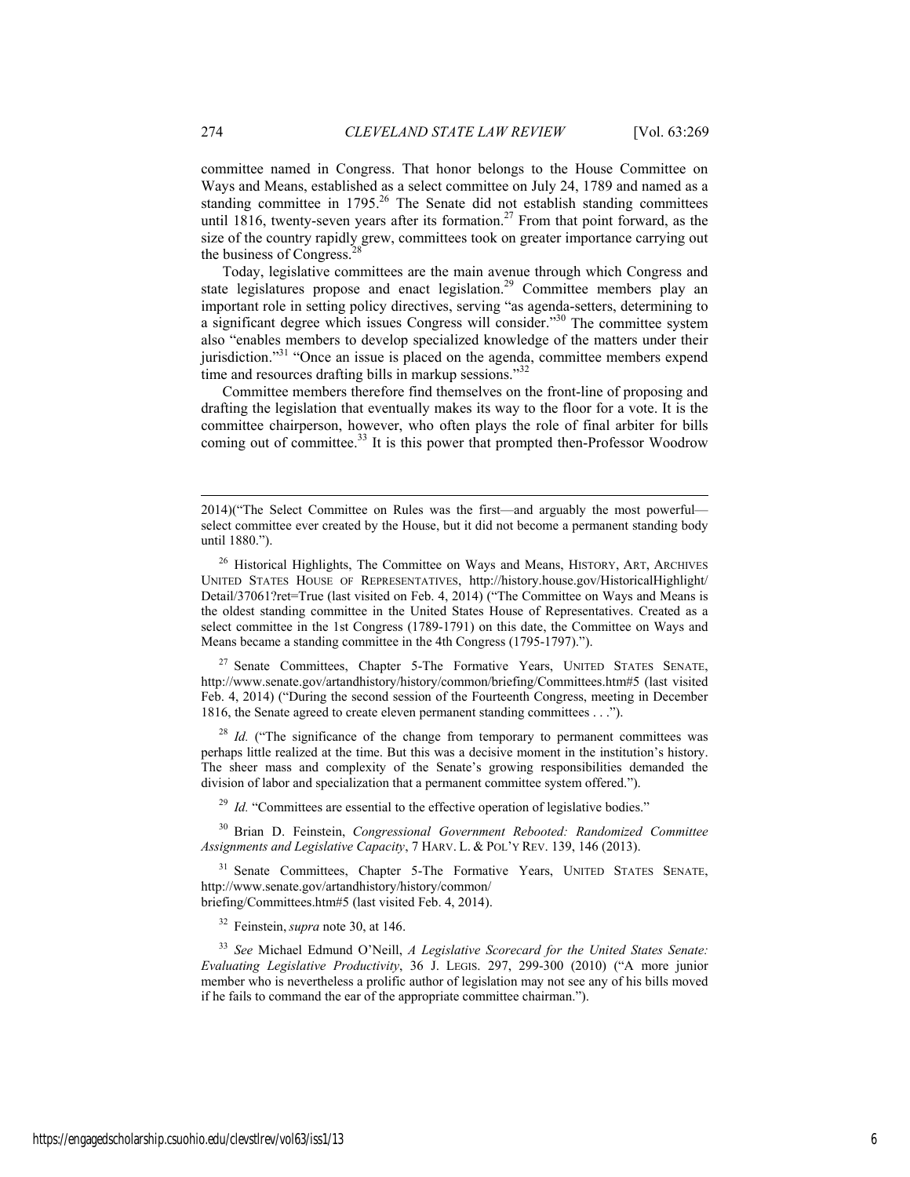committee named in Congress. That honor belongs to the House Committee on Ways and Means, established as a select committee on July 24, 1789 and named as a standing committee in 1795.[26] The Senate did not establish standing committees until 1816, twenty-seven years after its formation.[27] From that point forward, as the size of the country rapidly grew, committees took on greater importance carrying out the business of Congress.[28]

Today, legislative committees are the main avenue through which Congress and state legislatures propose and enact legislation.[29] Committee members play an important role in setting policy directives, serving "as agenda-setters, determining to a significant degree which issues Congress will consider."[30] The committee system also "enables members to develop specialized knowledge of the matters under their jurisdiction."[31] "Once an issue is placed on the agenda, committee members expend time and resources drafting bills in markup sessions."[32]

Committee members therefore find themselves on the front-line of proposing and drafting the legislation that eventually makes its way to the floor for a vote. It is the committee chairperson, however, who often plays the role of final arbiter for bills coming out of committee.[33] It is this power that prompted then-Professor Woodrow

---

2014)("The Select Committee on Rules was the first—and arguably the most powerful—select committee ever created by the House, but it did not become a permanent standing body until 1880.").

[26] Historical Highlights, The Committee on Ways and Means, HISTORY, ART, ARCHIVES UNITED STATES HOUSE OF REPRESENTATIVES, http://history.house.gov/HistoricalHighlight/Detail/37061?ret=True (last visited on Feb. 4, 2014) ("The Committee on Ways and Means is the oldest standing committee in the United States House of Representatives. Created as a select committee in the 1st Congress (1789-1791) on this date, the Committee on Ways and Means became a standing committee in the 4th Congress (1795-1797).").

[27] Senate Committees, Chapter 5-The Formative Years, UNITED STATES SENATE, http://www.senate.gov/artandhistory/history/common/briefing/Committees.htm#5 (last visited Feb. 4, 2014) ("During the second session of the Fourteenth Congress, meeting in December 1816, the Senate agreed to create eleven permanent standing committees . . .").

[28] *Id.* ("The significance of the change from temporary to permanent committees was perhaps little realized at the time. But this was a decisive moment in the institution's history. The sheer mass and complexity of the Senate's growing responsibilities demanded the division of labor and specialization that a permanent committee system offered.").

[29] *Id.* "Committees are essential to the effective operation of legislative bodies."

[30] Brian D. Feinstein, *Congressional Government Rebooted: Randomized Committee Assignments and Legislative Capacity*, 7 HARV. L. & POL'Y REV. 139, 146 (2013).

[31] Senate Committees, Chapter 5-The Formative Years, UNITED STATES SENATE, http://www.senate.gov/artandhistory/history/common/briefing/Committees.htm#5 (last visited Feb. 4, 2014).

[32] Feinstein, *supra* note 30, at 146.

[33] *See* Michael Edmund O'Neill, *A Legislative Scorecard for the United States Senate: Evaluating Legislative Productivity*, 36 J. LEGIS. 297, 299-300 (2010) ("A more junior member who is nevertheless a prolific author of legislation may not see any of his bills moved if he fails to command the ear of the appropriate committee chairman.").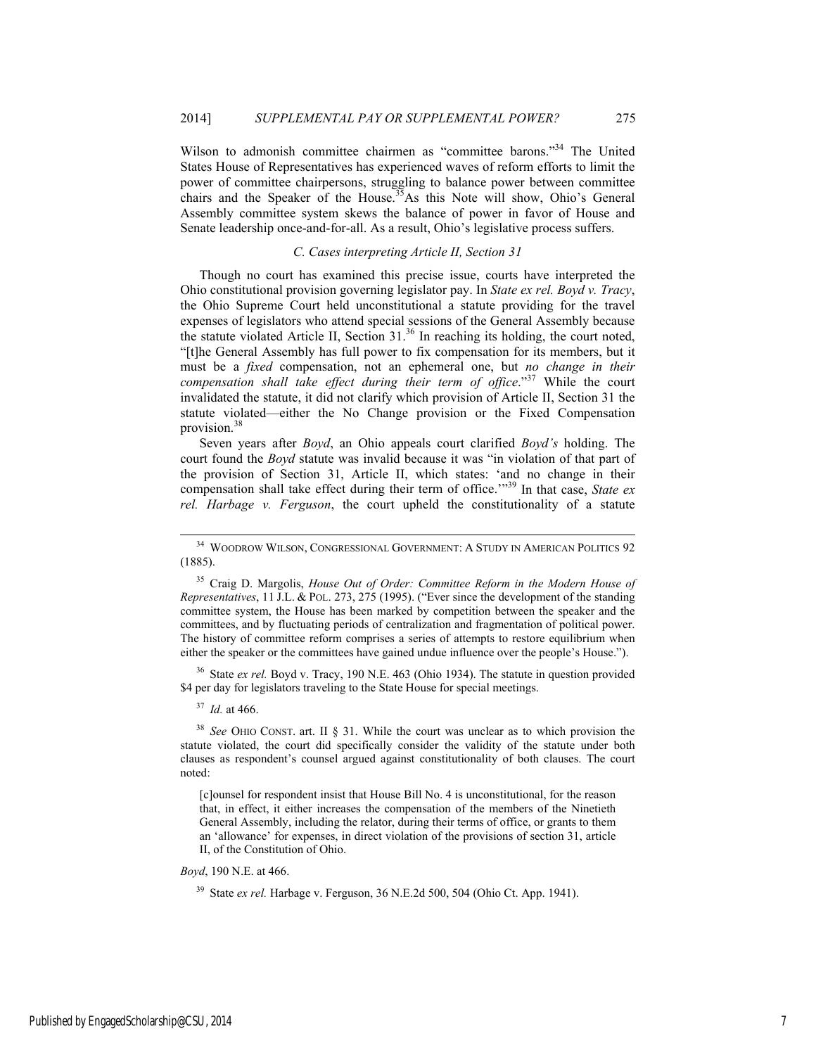Wilson to admonish committee chairmen as "committee barons."[34] The United States House of Representatives has experienced waves of reform efforts to limit the power of committee chairpersons, struggling to balance power between committee chairs and the Speaker of the House.[35] As this Note will show, Ohio's General Assembly committee system skews the balance of power in favor of House and Senate leadership once-and-for-all. As a result, Ohio's legislative process suffers.

### *C. Cases interpreting Article II, Section 31*

Though no court has examined this precise issue, courts have interpreted the Ohio constitutional provision governing legislator pay. In *State ex rel. Boyd v. Tracy*, the Ohio Supreme Court held unconstitutional a statute providing for the travel expenses of legislators who attend special sessions of the General Assembly because the statute violated Article II, Section 31.[36] In reaching its holding, the court noted, "[t]he General Assembly has full power to fix compensation for its members, but it must be a *fixed* compensation, not an ephemeral one, but *no change in their compensation shall take effect during their term of office*."[37] While the court invalidated the statute, it did not clarify which provision of Article II, Section 31 the statute violated—either the No Change provision or the Fixed Compensation provision.[38]

Seven years after *Boyd*, an Ohio appeals court clarified *Boyd's* holding. The court found the *Boyd* statute was invalid because it was "in violation of that part of the provision of Section 31, Article II, which states: 'and no change in their compensation shall take effect during their term of office.'"[39] In that case, *State ex rel. Harbage v. Ferguson*, the court upheld the constitutionality of a statute

---

[34] WOODROW WILSON, CONGRESSIONAL GOVERNMENT: A STUDY IN AMERICAN POLITICS 92 (1885).

[35] Craig D. Margolis, *House Out of Order: Committee Reform in the Modern House of Representatives*, 11 J.L. & POL. 273, 275 (1995). ("Ever since the development of the standing committee system, the House has been marked by competition between the speaker and the committees, and by fluctuating periods of centralization and fragmentation of political power. The history of committee reform comprises a series of attempts to restore equilibrium when either the speaker or the committees have gained undue influence over the people's House.").

[36] State *ex rel.* Boyd v. Tracy, 190 N.E. 463 (Ohio 1934). The statute in question provided $4 per day for legislators traveling to the State House for special meetings.

[37] *Id.* at 466.

[38] *See* OHIO CONST. art. II § 31. While the court was unclear as to which provision the statute violated, the court did specifically consider the validity of the statute under both clauses as respondent's counsel argued against constitutionality of both clauses. The court noted:

> [c]ounsel for respondent insist that House Bill No. 4 is unconstitutional, for the reason that, in effect, it either increases the compensation of the members of the Ninetieth General Assembly, including the relator, during their terms of office, or grants to them an 'allowance' for expenses, in direct violation of the provisions of section 31, article II, of the Constitution of Ohio.

*Boyd*, 190 N.E. at 466.

[39] State *ex rel.* Harbage v. Ferguson, 36 N.E.2d 500, 504 (Ohio Ct. App. 1941).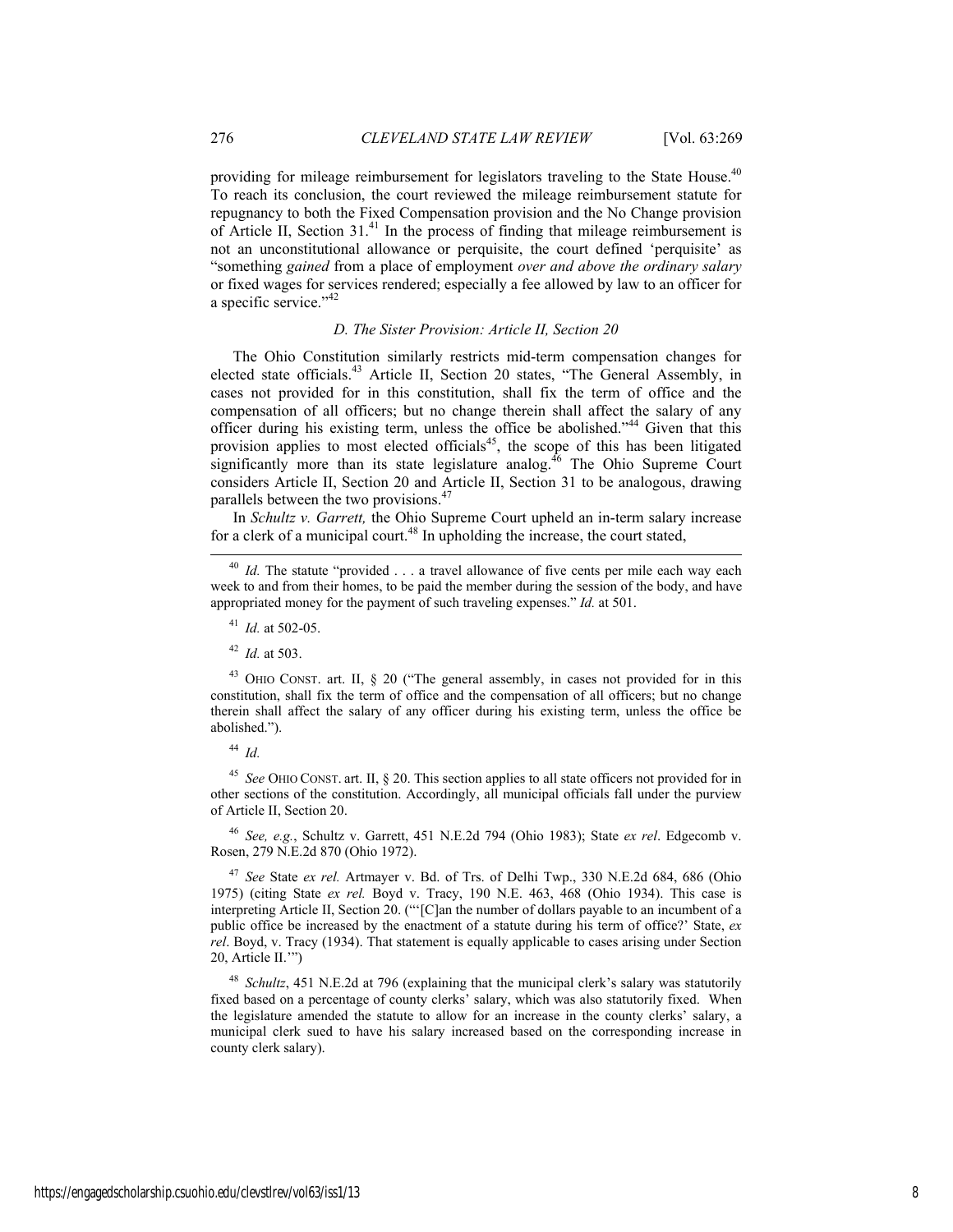providing for mileage reimbursement for legislators traveling to the State House.[40] To reach its conclusion, the court reviewed the mileage reimbursement statute for repugnancy to both the Fixed Compensation provision and the No Change provision of Article II, Section 31.[41] In the process of finding that mileage reimbursement is not an unconstitutional allowance or perquisite, the court defined 'perquisite' as "something *gained* from a place of employment *over and above the ordinary salary* or fixed wages for services rendered; especially a fee allowed by law to an officer for a specific service."[42]

### *D. The Sister Provision: Article II, Section 20*

The Ohio Constitution similarly restricts mid-term compensation changes for elected state officials.[43] Article II, Section 20 states, "The General Assembly, in cases not provided for in this constitution, shall fix the term of office and the compensation of all officers; but no change therein shall affect the salary of any officer during his existing term, unless the office be abolished."[44] Given that this provision applies to most elected officials[45], the scope of this has been litigated significantly more than its state legislature analog.[46] The Ohio Supreme Court considers Article II, Section 20 and Article II, Section 31 to be analogous, drawing parallels between the two provisions.[47]

In *Schultz v. Garrett,* the Ohio Supreme Court upheld an in-term salary increase for a clerk of a municipal court.[48] In upholding the increase, the court stated,

---

[40] *Id.* The statute "provided . . . a travel allowance of five cents per mile each way each week to and from their homes, to be paid the member during the session of the body, and have appropriated money for the payment of such traveling expenses." *Id.* at 501.

[41] *Id.* at 502-05.

[42] *Id.* at 503.

[43] OHIO CONST. art. II, § 20 ("The general assembly, in cases not provided for in this constitution, shall fix the term of office and the compensation of all officers; but no change therein shall affect the salary of any officer during his existing term, unless the office be abolished.").

[44] *Id.*

[45] *See* OHIO CONST. art. II, § 20. This section applies to all state officers not provided for in other sections of the constitution. Accordingly, all municipal officials fall under the purview of Article II, Section 20.

[46] *See, e.g.*, Schultz v. Garrett, 451 N.E.2d 794 (Ohio 1983); State *ex rel*. Edgecomb v. Rosen, 279 N.E.2d 870 (Ohio 1972).

[47] *See* State *ex rel.* Artmayer v. Bd. of Trs. of Delhi Twp., 330 N.E.2d 684, 686 (Ohio 1975) (citing State *ex rel.* Boyd v. Tracy, 190 N.E. 463, 468 (Ohio 1934). This case is interpreting Article II, Section 20. ("'[C]an the number of dollars payable to an incumbent of a public office be increased by the enactment of a statute during his term of office?' State, *ex rel*. Boyd, v. Tracy (1934). That statement is equally applicable to cases arising under Section 20, Article II.'")

[48] *Schultz*, 451 N.E.2d at 796 (explaining that the municipal clerk's salary was statutorily fixed based on a percentage of county clerks' salary, which was also statutorily fixed. When the legislature amended the statute to allow for an increase in the county clerks' salary, a municipal clerk sued to have his salary increased based on the corresponding increase in county clerk salary).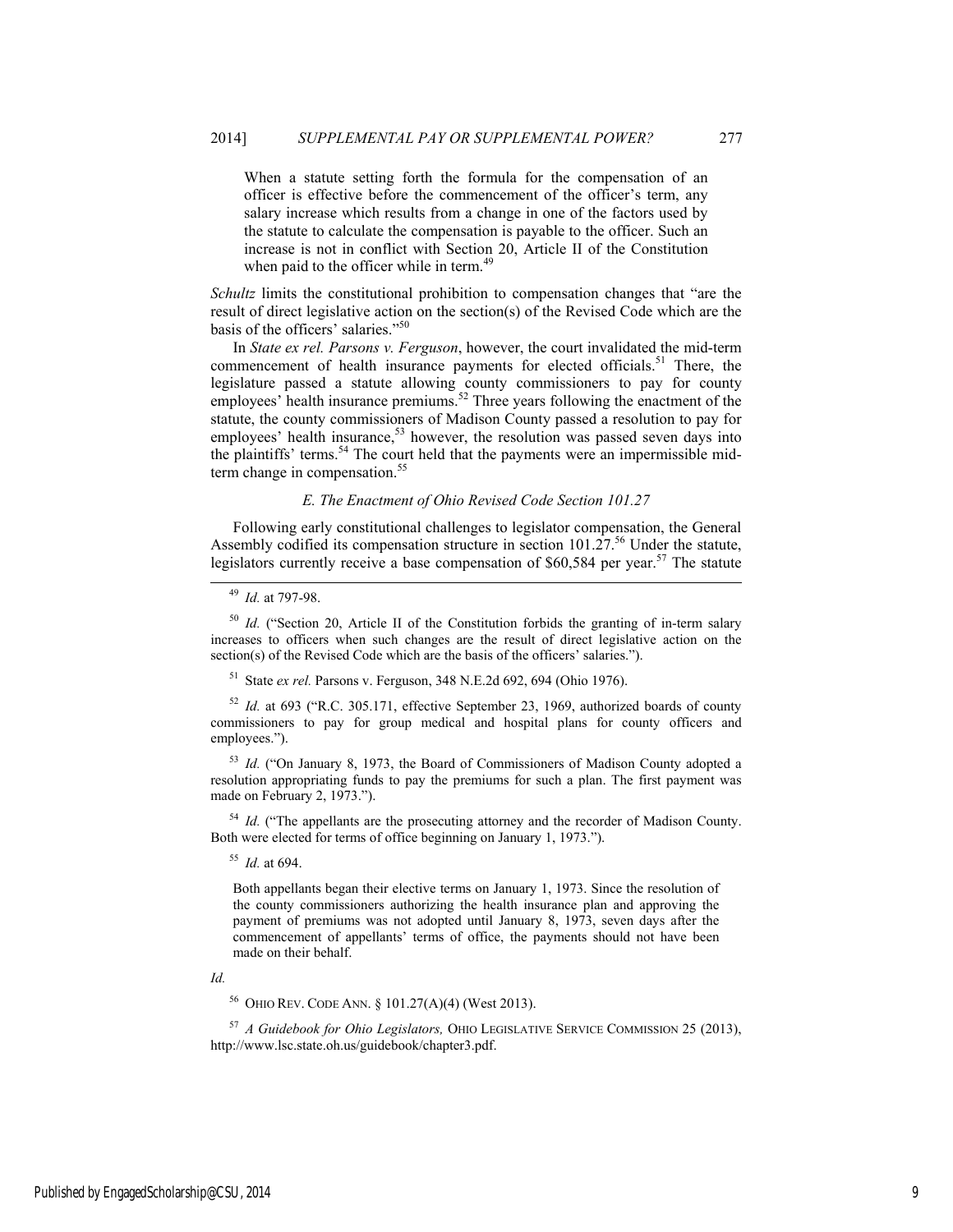> When a statute setting forth the formula for the compensation of an officer is effective before the commencement of the officer's term, any salary increase which results from a change in one of the factors used by the statute to calculate the compensation is payable to the officer. Such an increase is not in conflict with Section 20, Article II of the Constitution when paid to the officer while in term.[49]

*Schultz* limits the constitutional prohibition to compensation changes that "are the result of direct legislative action on the section(s) of the Revised Code which are the basis of the officers' salaries."[50]

In *State ex rel. Parsons v. Ferguson*, however, the court invalidated the mid-term commencement of health insurance payments for elected officials.[51] There, the legislature passed a statute allowing county commissioners to pay for county employees' health insurance premiums.[52] Three years following the enactment of the statute, the county commissioners of Madison County passed a resolution to pay for employees' health insurance,[53] however, the resolution was passed seven days into the plaintiffs' terms.[54] The court held that the payments were an impermissible mid-term change in compensation.[55]

### *E. The Enactment of Ohio Revised Code Section 101.27*

Following early constitutional challenges to legislator compensation, the General Assembly codified its compensation structure in section 101.27.[56] Under the statute, legislators currently receive a base compensation of $60,584 per year.[57] The statute

---

[49] *Id.* at 797-98.

[50] *Id.* ("Section 20, Article II of the Constitution forbids the granting of in-term salary increases to officers when such changes are the result of direct legislative action on the section(s) of the Revised Code which are the basis of the officers' salaries.").

[51] State *ex rel.* Parsons v. Ferguson, 348 N.E.2d 692, 694 (Ohio 1976).

[52] *Id.* at 693 ("R.C. 305.171, effective September 23, 1969, authorized boards of county commissioners to pay for group medical and hospital plans for county officers and employees.").

[53] *Id.* ("On January 8, 1973, the Board of Commissioners of Madison County adopted a resolution appropriating funds to pay the premiums for such a plan. The first payment was made on February 2, 1973.").

[54] *Id.* ("The appellants are the prosecuting attorney and the recorder of Madison County. Both were elected for terms of office beginning on January 1, 1973.").

[55] *Id.* at 694.

> Both appellants began their elective terms on January 1, 1973. Since the resolution of the county commissioners authorizing the health insurance plan and approving the payment of premiums was not adopted until January 8, 1973, seven days after the commencement of appellants' terms of office, the payments should not have been made on their behalf.

*Id.*

[56] OHIO REV. CODE ANN. § 101.27(A)(4) (West 2013).

[57] *A Guidebook for Ohio Legislators,* OHIO LEGISLATIVE SERVICE COMMISSION 25 (2013), http://www.lsc.state.oh.us/guidebook/chapter3.pdf.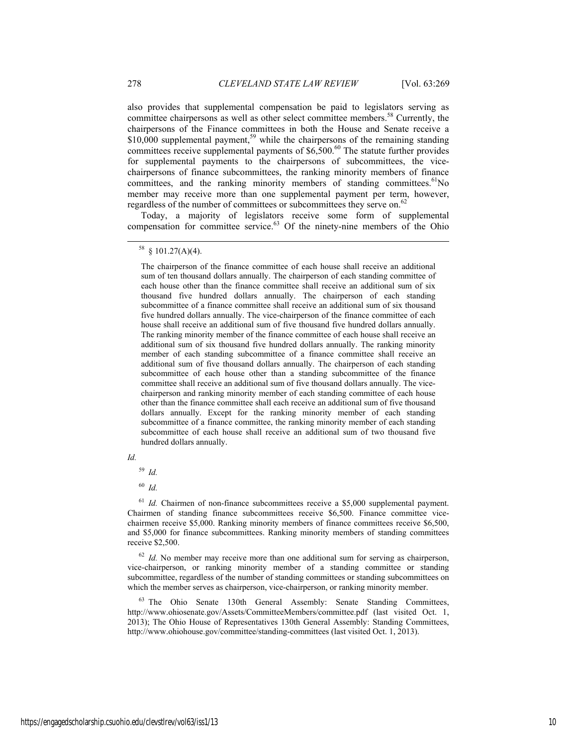also provides that supplemental compensation be paid to legislators serving as committee chairpersons as well as other select committee members.[58] Currently, the chairpersons of the Finance committees in both the House and Senate receive a $10,000 supplemental payment,[59] while the chairpersons of the remaining standing committees receive supplemental payments of $6,500.[60] The statute further provides for supplemental payments to the chairpersons of subcommittees, the vice-chairpersons of finance subcommittees, the ranking minority members of finance committees, and the ranking minority members of standing committees.[61]No member may receive more than one supplemental payment per term, however, regardless of the number of committees or subcommittees they serve on.[62]

Today, a majority of legislators receive some form of supplemental compensation for committee service.[63] Of the ninety-nine members of the Ohio

---

[58] § 101.27(A)(4).

> The chairperson of the finance committee of each house shall receive an additional sum of ten thousand dollars annually. The chairperson of each standing committee of each house other than the finance committee shall receive an additional sum of six thousand five hundred dollars annually. The chairperson of each standing subcommittee of a finance committee shall receive an additional sum of six thousand five hundred dollars annually. The vice-chairperson of the finance committee of each house shall receive an additional sum of five thousand five hundred dollars annually. The ranking minority member of the finance committee of each house shall receive an additional sum of six thousand five hundred dollars annually. The ranking minority member of each standing subcommittee of a finance committee shall receive an additional sum of five thousand dollars annually. The chairperson of each standing subcommittee of each house other than a standing subcommittee of the finance committee shall receive an additional sum of five thousand dollars annually. The vice-chairperson and ranking minority member of each standing committee of each house other than the finance committee shall each receive an additional sum of five thousand dollars annually. Except for the ranking minority member of each standing subcommittee of a finance committee, the ranking minority member of each standing subcommittee of each house shall receive an additional sum of two thousand five hundred dollars annually.

*Id.*

[59] *Id.*

[60] *Id.*

[61] *Id.* Chairmen of non-finance subcommittees receive a $5,000 supplemental payment. Chairmen of standing finance subcommittees receive $6,500. Finance committee vice-chairmen receive $5,000. Ranking minority members of finance committees receive $6,500, and $5,000 for finance subcommittees. Ranking minority members of standing committees receive $2,500.

[62] *Id.* No member may receive more than one additional sum for serving as chairperson, vice-chairperson, or ranking minority member of a standing committee or standing subcommittee, regardless of the number of standing committees or standing subcommittees on which the member serves as chairperson, vice-chairperson, or ranking minority member.

[63] The Ohio Senate 130th General Assembly: Senate Standing Committees, http://www.ohiosenate.gov/Assets/CommitteeMembers/committee.pdf (last visited Oct. 1, 2013); The Ohio House of Representatives 130th General Assembly: Standing Committees, http://www.ohiohouse.gov/committee/standing-committees (last visited Oct. 1, 2013).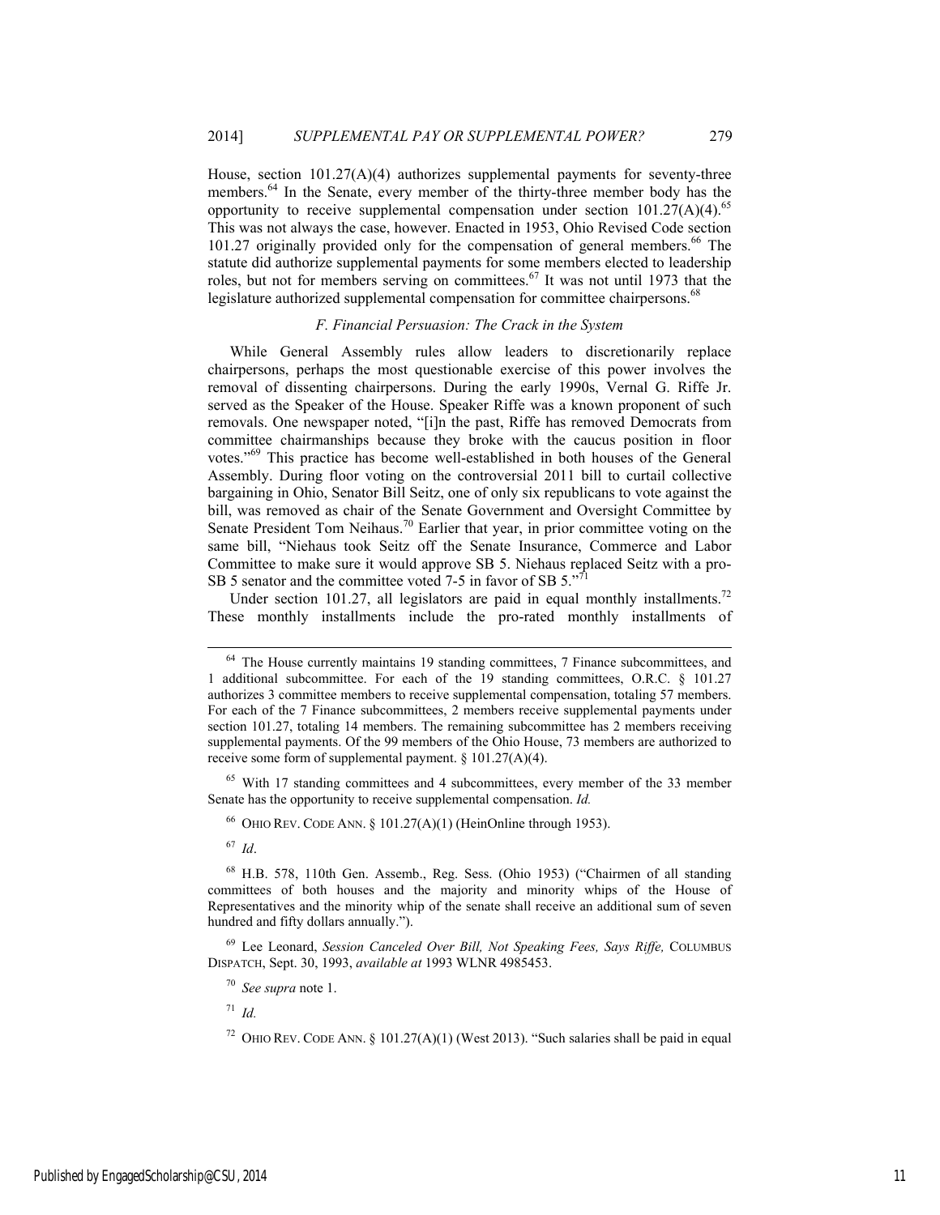House, section 101.27(A)(4) authorizes supplemental payments for seventy-three members.[64] In the Senate, every member of the thirty-three member body has the opportunity to receive supplemental compensation under section 101.27(A)(4).[65] This was not always the case, however. Enacted in 1953, Ohio Revised Code section 101.27 originally provided only for the compensation of general members.[66] The statute did authorize supplemental payments for some members elected to leadership roles, but not for members serving on committees.[67] It was not until 1973 that the legislature authorized supplemental compensation for committee chairpersons.[68]

### *F. Financial Persuasion: The Crack in the System*

While General Assembly rules allow leaders to discretionarily replace chairpersons, perhaps the most questionable exercise of this power involves the removal of dissenting chairpersons. During the early 1990s, Vernal G. Riffe Jr. served as the Speaker of the House. Speaker Riffe was a known proponent of such removals. One newspaper noted, "[i]n the past, Riffe has removed Democrats from committee chairmanships because they broke with the caucus position in floor votes."[69] This practice has become well-established in both houses of the General Assembly. During floor voting on the controversial 2011 bill to curtail collective bargaining in Ohio, Senator Bill Seitz, one of only six republicans to vote against the bill, was removed as chair of the Senate Government and Oversight Committee by Senate President Tom Neihaus.[70] Earlier that year, in prior committee voting on the same bill, "Niehaus took Seitz off the Senate Insurance, Commerce and Labor Committee to make sure it would approve SB 5. Niehaus replaced Seitz with a pro-SB 5 senator and the committee voted 7-5 in favor of SB 5."[71]

Under section 101.27, all legislators are paid in equal monthly installments.[72] These monthly installments include the pro-rated monthly installments of

---

[64] The House currently maintains 19 standing committees, 7 Finance subcommittees, and 1 additional subcommittee. For each of the 19 standing committees, O.R.C. § 101.27 authorizes 3 committee members to receive supplemental compensation, totaling 57 members. For each of the 7 Finance subcommittees, 2 members receive supplemental payments under section 101.27, totaling 14 members. The remaining subcommittee has 2 members receiving supplemental payments. Of the 99 members of the Ohio House, 73 members are authorized to receive some form of supplemental payment. § 101.27(A)(4).

[65] With 17 standing committees and 4 subcommittees, every member of the 33 member Senate has the opportunity to receive supplemental compensation. *Id.*

[66] OHIO REV. CODE ANN. § 101.27(A)(1) (HeinOnline through 1953).

[67] *Id*.

[68] H.B. 578, 110th Gen. Assemb., Reg. Sess. (Ohio 1953) ("Chairmen of all standing committees of both houses and the majority and minority whips of the House of Representatives and the minority whip of the senate shall receive an additional sum of seven hundred and fifty dollars annually.").

[69] Lee Leonard, *Session Canceled Over Bill, Not Speaking Fees, Says Riffe,* COLUMBUS DISPATCH, Sept. 30, 1993, *available at* 1993 WLNR 4985453.

[70] *See supra* note 1.

[71] *Id.*

[72] OHIO REV. CODE ANN. § 101.27(A)(1) (West 2013). "Such salaries shall be paid in equal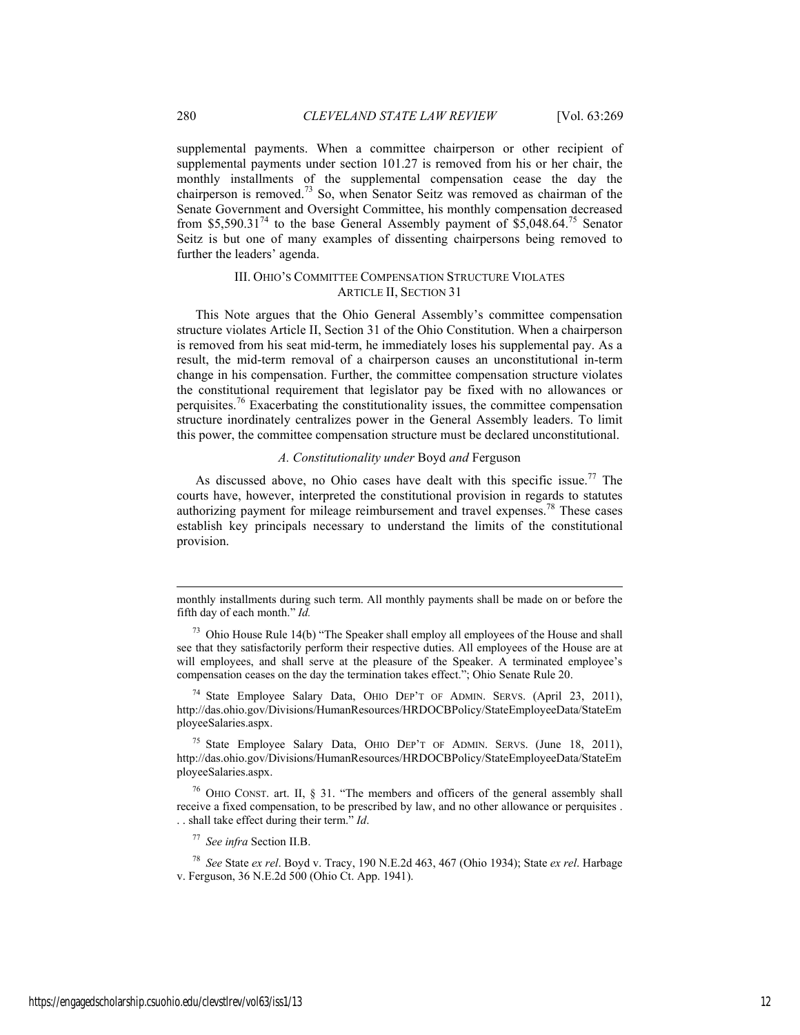supplemental payments. When a committee chairperson or other recipient of supplemental payments under section 101.27 is removed from his or her chair, the monthly installments of the supplemental compensation cease the day the chairperson is removed.[73] So, when Senator Seitz was removed as chairman of the Senate Government and Oversight Committee, his monthly compensation decreased from \$5,590.31[74] to the base General Assembly payment of \$5,048.64.[75] Senator Seitz is but one of many examples of dissenting chairpersons being removed to further the leaders' agenda.

## III. OHIO'S COMMITTEE COMPENSATION STRUCTURE VIOLATES ARTICLE II, SECTION 31

This Note argues that the Ohio General Assembly's committee compensation structure violates Article II, Section 31 of the Ohio Constitution. When a chairperson is removed from his seat mid-term, he immediately loses his supplemental pay. As a result, the mid-term removal of a chairperson causes an unconstitutional in-term change in his compensation. Further, the committee compensation structure violates the constitutional requirement that legislator pay be fixed with no allowances or perquisites.[76] Exacerbating the constitutionality issues, the committee compensation structure inordinately centralizes power in the General Assembly leaders. To limit this power, the committee compensation structure must be declared unconstitutional.

### *A. Constitutionality under* Boyd *and* Ferguson

As discussed above, no Ohio cases have dealt with this specific issue.[77] The courts have, however, interpreted the constitutional provision in regards to statutes authorizing payment for mileage reimbursement and travel expenses.[78] These cases establish key principals necessary to understand the limits of the constitutional provision.

---

monthly installments during such term. All monthly payments shall be made on or before the fifth day of each month." *Id.*

[73] Ohio House Rule 14(b) "The Speaker shall employ all employees of the House and shall see that they satisfactorily perform their respective duties. All employees of the House are at will employees, and shall serve at the pleasure of the Speaker. A terminated employee's compensation ceases on the day the termination takes effect."; Ohio Senate Rule 20.

[74] State Employee Salary Data, OHIO DEP'T OF ADMIN. SERVS. (April 23, 2011), http://das.ohio.gov/Divisions/HumanResources/HRDOCBPolicy/StateEmployeeData/StateEmployeeSalaries.aspx.

[75] State Employee Salary Data, OHIO DEP'T OF ADMIN. SERVS. (June 18, 2011), http://das.ohio.gov/Divisions/HumanResources/HRDOCBPolicy/StateEmployeeData/StateEmployeeSalaries.aspx.

[76] OHIO CONST. art. II, § 31. "The members and officers of the general assembly shall receive a fixed compensation, to be prescribed by law, and no other allowance or perquisites . . . shall take effect during their term." *Id*.

[77] *See infra* Section II.B.

[78] *See* State *ex rel*. Boyd v. Tracy, 190 N.E.2d 463, 467 (Ohio 1934); State *ex rel*. Harbage v. Ferguson, 36 N.E.2d 500 (Ohio Ct. App. 1941).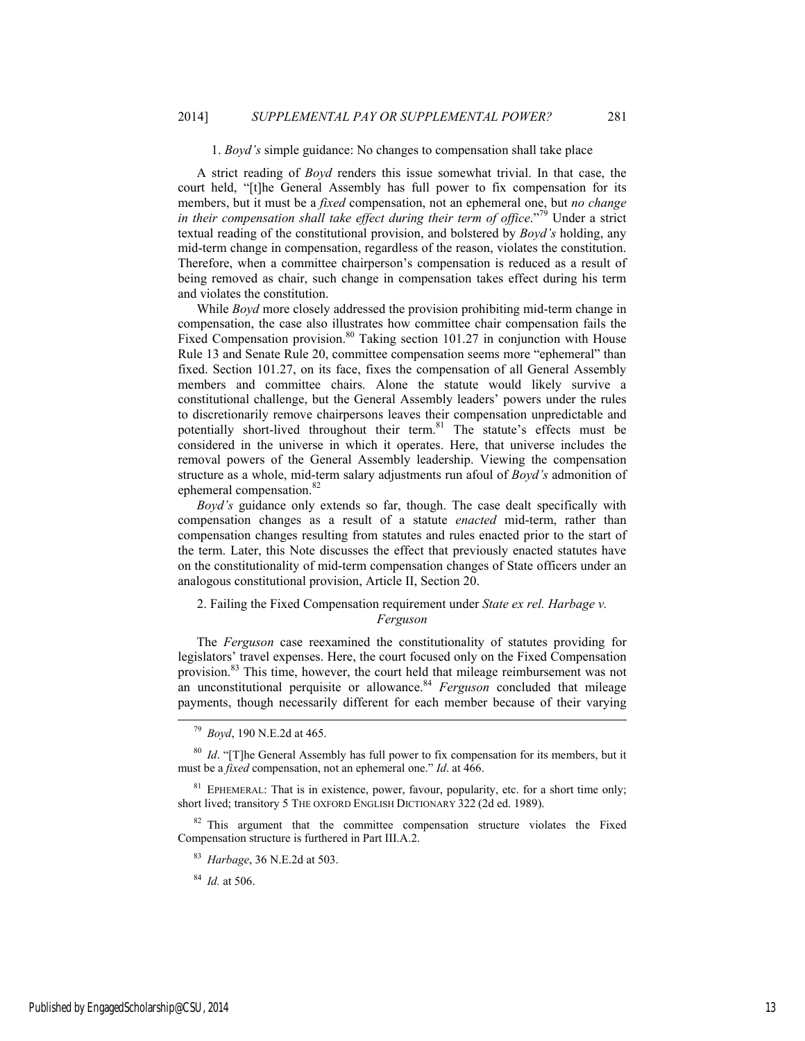### 1. *Boyd's* simple guidance: No changes to compensation shall take place

A strict reading of *Boyd* renders this issue somewhat trivial. In that case, the court held, "[t]he General Assembly has full power to fix compensation for its members, but it must be a *fixed* compensation, not an ephemeral one, but *no change in their compensation shall take effect during their term of office*."[79] Under a strict textual reading of the constitutional provision, and bolstered by *Boyd's* holding, any mid-term change in compensation, regardless of the reason, violates the constitution. Therefore, when a committee chairperson's compensation is reduced as a result of being removed as chair, such change in compensation takes effect during his term and violates the constitution.

While *Boyd* more closely addressed the provision prohibiting mid-term change in compensation, the case also illustrates how committee chair compensation fails the Fixed Compensation provision.[80] Taking section 101.27 in conjunction with House Rule 13 and Senate Rule 20, committee compensation seems more "ephemeral" than fixed. Section 101.27, on its face, fixes the compensation of all General Assembly members and committee chairs. Alone the statute would likely survive a constitutional challenge, but the General Assembly leaders' powers under the rules to discretionarily remove chairpersons leaves their compensation unpredictable and potentially short-lived throughout their term.[81] The statute's effects must be considered in the universe in which it operates. Here, that universe includes the removal powers of the General Assembly leadership. Viewing the compensation structure as a whole, mid-term salary adjustments run afoul of *Boyd's* admonition of ephemeral compensation.[82]

*Boyd's* guidance only extends so far, though. The case dealt specifically with compensation changes as a result of a statute *enacted* mid-term, rather than compensation changes resulting from statutes and rules enacted prior to the start of the term. Later, this Note discusses the effect that previously enacted statutes have on the constitutionality of mid-term compensation changes of State officers under an analogous constitutional provision, Article II, Section 20.

### 2. Failing the Fixed Compensation requirement under *State ex rel. Harbage v. Ferguson*

The *Ferguson* case reexamined the constitutionality of statutes providing for legislators' travel expenses. Here, the court focused only on the Fixed Compensation provision.[83] This time, however, the court held that mileage reimbursement was not an unconstitutional perquisite or allowance.[84] *Ferguson* concluded that mileage payments, though necessarily different for each member because of their varying

---

[79] *Boyd*, 190 N.E.2d at 465.

[80] *Id*. "[T]he General Assembly has full power to fix compensation for its members, but it must be a *fixed* compensation, not an ephemeral one." *Id*. at 466.

[81] EPHEMERAL: That is in existence, power, favour, popularity, etc. for a short time only; short lived; transitory 5 THE OXFORD ENGLISH DICTIONARY 322 (2d ed. 1989).

[82] This argument that the committee compensation structure violates the Fixed Compensation structure is furthered in Part III.A.2.

[83] *Harbage*, 36 N.E.2d at 503.

[84] *Id.* at 506.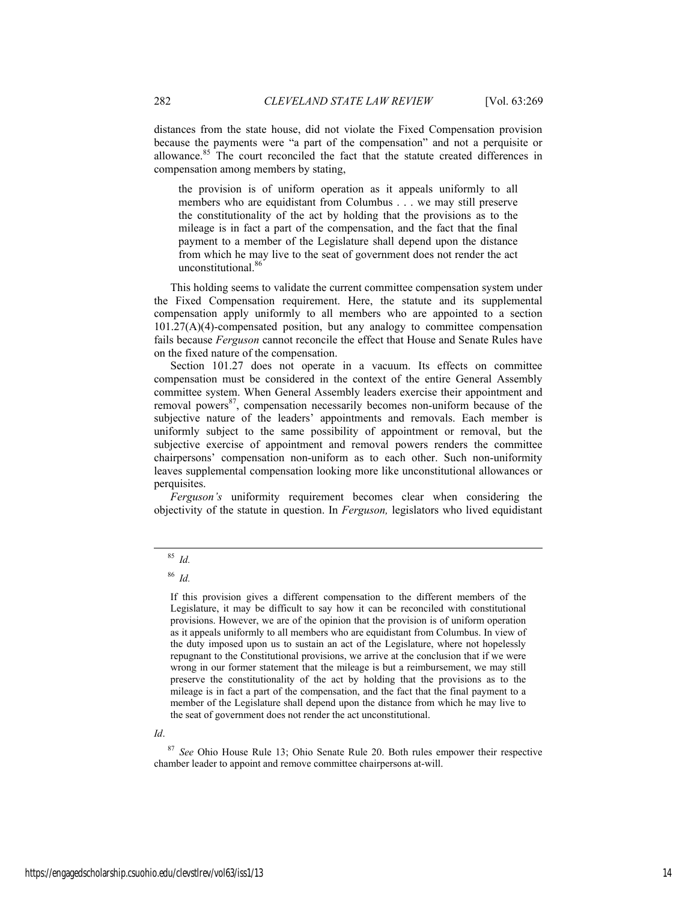distances from the state house, did not violate the Fixed Compensation provision because the payments were "a part of the compensation" and not a perquisite or allowance.[85] The court reconciled the fact that the statute created differences in compensation among members by stating,

> the provision is of uniform operation as it appeals uniformly to all members who are equidistant from Columbus . . . we may still preserve the constitutionality of the act by holding that the provisions as to the mileage is in fact a part of the compensation, and the fact that the final payment to a member of the Legislature shall depend upon the distance from which he may live to the seat of government does not render the act unconstitutional.[86]

This holding seems to validate the current committee compensation system under the Fixed Compensation requirement. Here, the statute and its supplemental compensation apply uniformly to all members who are appointed to a section 101.27(A)(4)-compensated position, but any analogy to committee compensation fails because *Ferguson* cannot reconcile the effect that House and Senate Rules have on the fixed nature of the compensation.

Section 101.27 does not operate in a vacuum. Its effects on committee compensation must be considered in the context of the entire General Assembly committee system. When General Assembly leaders exercise their appointment and removal powers[87], compensation necessarily becomes non-uniform because of the subjective nature of the leaders' appointments and removals. Each member is uniformly subject to the same possibility of appointment or removal, but the subjective exercise of appointment and removal powers renders the committee chairpersons' compensation non-uniform as to each other. Such non-uniformity leaves supplemental compensation looking more like unconstitutional allowances or perquisites.

*Ferguson's* uniformity requirement becomes clear when considering the objectivity of the statute in question. In *Ferguson,* legislators who lived equidistant

---

[85] *Id.*

[86] *Id.*

> If this provision gives a different compensation to the different members of the Legislature, it may be difficult to say how it can be reconciled with constitutional provisions. However, we are of the opinion that the provision is of uniform operation as it appeals uniformly to all members who are equidistant from Columbus. In view of the duty imposed upon us to sustain an act of the Legislature, where not hopelessly repugnant to the Constitutional provisions, we arrive at the conclusion that if we were wrong in our former statement that the mileage is but a reimbursement, we may still preserve the constitutionality of the act by holding that the provisions as to the mileage is in fact a part of the compensation, and the fact that the final payment to a member of the Legislature shall depend upon the distance from which he may live to the seat of government does not render the act unconstitutional.

*Id*.

[87] *See* Ohio House Rule 13; Ohio Senate Rule 20. Both rules empower their respective chamber leader to appoint and remove committee chairpersons at-will.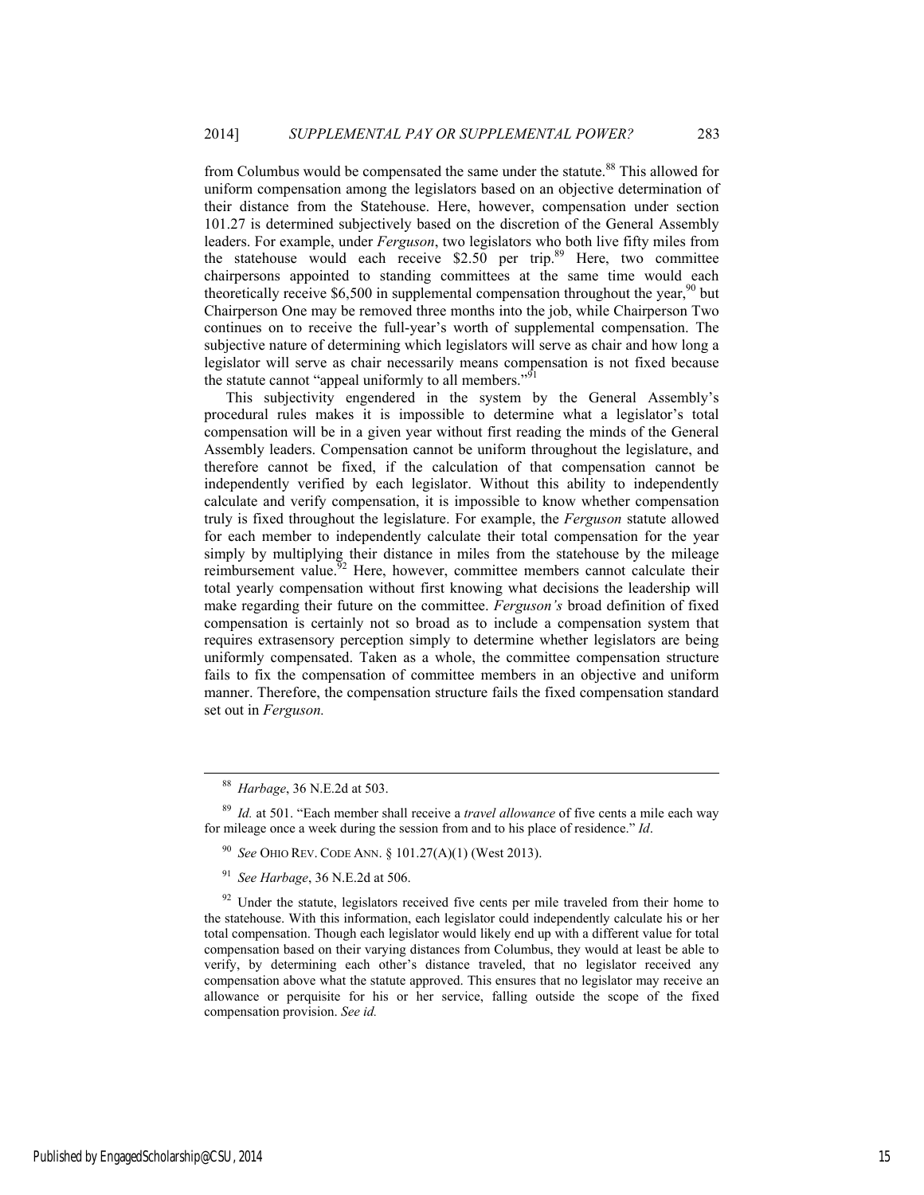from Columbus would be compensated the same under the statute.[88] This allowed for uniform compensation among the legislators based on an objective determination of their distance from the Statehouse. Here, however, compensation under section 101.27 is determined subjectively based on the discretion of the General Assembly leaders. For example, under *Ferguson*, two legislators who both live fifty miles from the statehouse would each receive $2.50 per trip.[89] Here, two committee chairpersons appointed to standing committees at the same time would each theoretically receive $6,500 in supplemental compensation throughout the year,[90] but Chairperson One may be removed three months into the job, while Chairperson Two continues on to receive the full-year's worth of supplemental compensation. The subjective nature of determining which legislators will serve as chair and how long a legislator will serve as chair necessarily means compensation is not fixed because the statute cannot "appeal uniformly to all members."[91]

This subjectivity engendered in the system by the General Assembly's procedural rules makes it is impossible to determine what a legislator's total compensation will be in a given year without first reading the minds of the General Assembly leaders. Compensation cannot be uniform throughout the legislature, and therefore cannot be fixed, if the calculation of that compensation cannot be independently verified by each legislator. Without this ability to independently calculate and verify compensation, it is impossible to know whether compensation truly is fixed throughout the legislature. For example, the *Ferguson* statute allowed for each member to independently calculate their total compensation for the year simply by multiplying their distance in miles from the statehouse by the mileage reimbursement value.[92] Here, however, committee members cannot calculate their total yearly compensation without first knowing what decisions the leadership will make regarding their future on the committee. *Ferguson's* broad definition of fixed compensation is certainly not so broad as to include a compensation system that requires extrasensory perception simply to determine whether legislators are being uniformly compensated. Taken as a whole, the committee compensation structure fails to fix the compensation of committee members in an objective and uniform manner. Therefore, the compensation structure fails the fixed compensation standard set out in *Ferguson.*

---

[88] *Harbage*, 36 N.E.2d at 503.

[89] *Id.* at 501. "Each member shall receive a *travel allowance* of five cents a mile each way for mileage once a week during the session from and to his place of residence." *Id*.

[90] *See* OHIO REV. CODE ANN. § 101.27(A)(1) (West 2013).

[91] *See Harbage*, 36 N.E.2d at 506.

[92] Under the statute, legislators received five cents per mile traveled from their home to the statehouse. With this information, each legislator could independently calculate his or her total compensation. Though each legislator would likely end up with a different value for total compensation based on their varying distances from Columbus, they would at least be able to verify, by determining each other's distance traveled, that no legislator received any compensation above what the statute approved. This ensures that no legislator may receive an allowance or perquisite for his or her service, falling outside the scope of the fixed compensation provision. *See id.*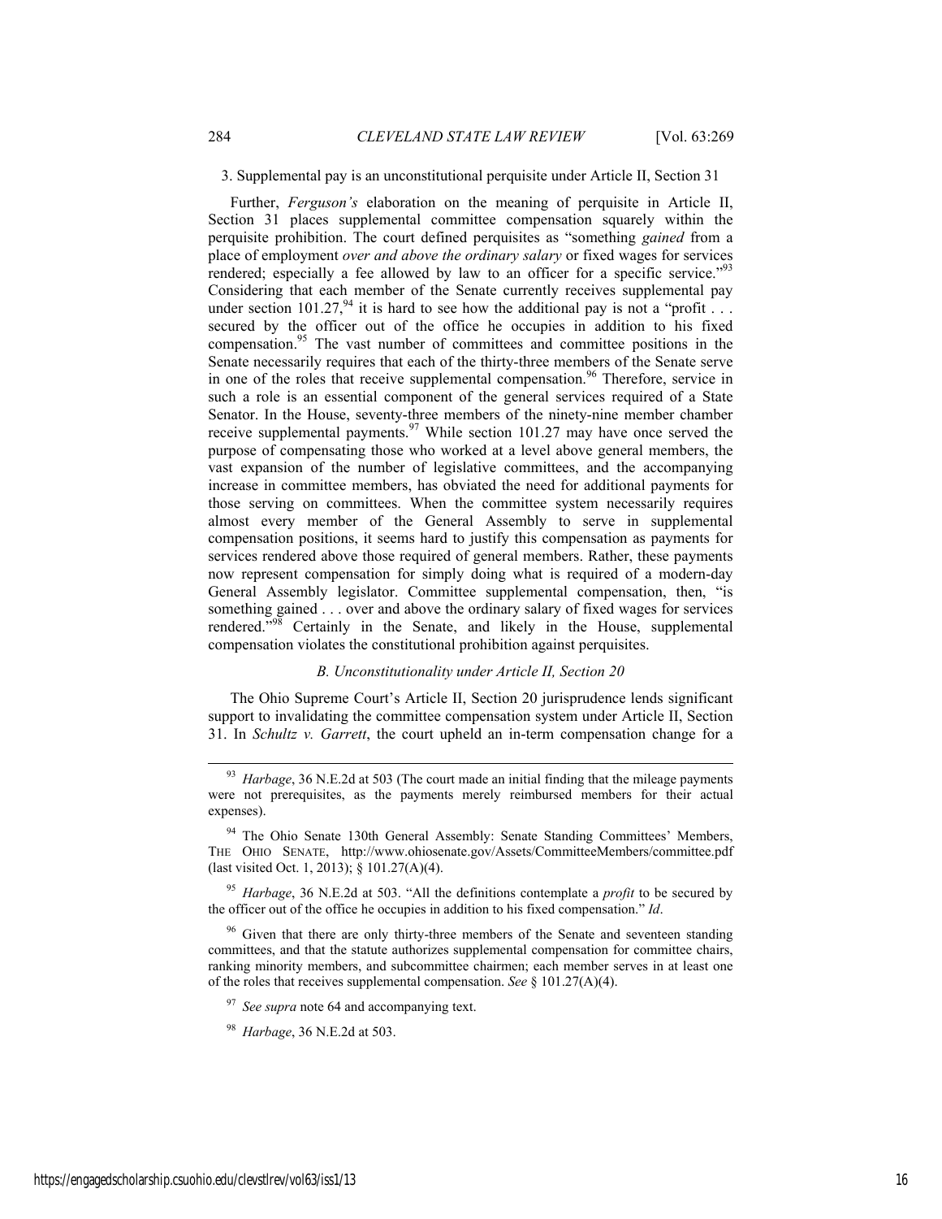3. Supplemental pay is an unconstitutional perquisite under Article II, Section 31

Further, *Ferguson's* elaboration on the meaning of perquisite in Article II, Section 31 places supplemental committee compensation squarely within the perquisite prohibition. The court defined perquisites as "something *gained* from a place of employment *over and above the ordinary salary* or fixed wages for services rendered; especially a fee allowed by law to an officer for a specific service."[93] Considering that each member of the Senate currently receives supplemental pay under section 101.27,[94] it is hard to see how the additional pay is not a "profit . . . secured by the officer out of the office he occupies in addition to his fixed compensation.[95] The vast number of committees and committee positions in the Senate necessarily requires that each of the thirty-three members of the Senate serve in one of the roles that receive supplemental compensation.[96] Therefore, service in such a role is an essential component of the general services required of a State Senator. In the House, seventy-three members of the ninety-nine member chamber receive supplemental payments.[97] While section 101.27 may have once served the purpose of compensating those who worked at a level above general members, the vast expansion of the number of legislative committees, and the accompanying increase in committee members, has obviated the need for additional payments for those serving on committees. When the committee system necessarily requires almost every member of the General Assembly to serve in supplemental compensation positions, it seems hard to justify this compensation as payments for services rendered above those required of general members. Rather, these payments now represent compensation for simply doing what is required of a modern-day General Assembly legislator. Committee supplemental compensation, then, "is something gained . . . over and above the ordinary salary of fixed wages for services rendered."[98] Certainly in the Senate, and likely in the House, supplemental compensation violates the constitutional prohibition against perquisites.

### *B. Unconstitutionality under Article II, Section 20*

The Ohio Supreme Court's Article II, Section 20 jurisprudence lends significant support to invalidating the committee compensation system under Article II, Section 31. In *Schultz v. Garrett*, the court upheld an in-term compensation change for a

---

[93] *Harbage*, 36 N.E.2d at 503 (The court made an initial finding that the mileage payments were not prerequisites, as the payments merely reimbursed members for their actual expenses).

[94] The Ohio Senate 130th General Assembly: Senate Standing Committees' Members, THE OHIO SENATE, http://www.ohiosenate.gov/Assets/CommitteeMembers/committee.pdf (last visited Oct. 1, 2013); § 101.27(A)(4).

[95] *Harbage*, 36 N.E.2d at 503. "All the definitions contemplate a *profit* to be secured by the officer out of the office he occupies in addition to his fixed compensation." *Id*.

[96] Given that there are only thirty-three members of the Senate and seventeen standing committees, and that the statute authorizes supplemental compensation for committee chairs, ranking minority members, and subcommittee chairmen; each member serves in at least one of the roles that receives supplemental compensation. *See* § 101.27(A)(4).

[97] *See supra* note 64 and accompanying text.

[98] *Harbage*, 36 N.E.2d at 503.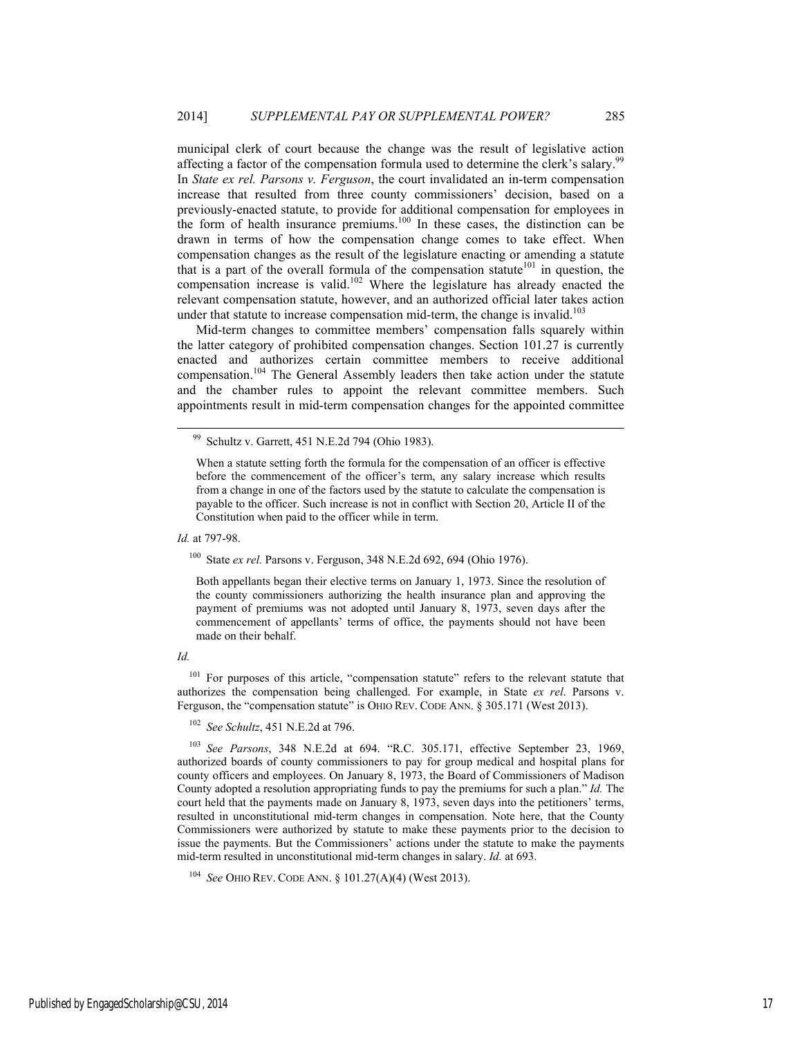municipal clerk of court because the change was the result of legislative action affecting a factor of the compensation formula used to determine the clerk's salary.[99] In *State ex rel. Parsons v. Ferguson*, the court invalidated an in-term compensation increase that resulted from three county commissioners' decision, based on a previously-enacted statute, to provide for additional compensation for employees in the form of health insurance premiums.[100] In these cases, the distinction can be drawn in terms of how the compensation change comes to take effect. When compensation changes as the result of the legislature enacting or amending a statute that is a part of the overall formula of the compensation statute[101] in question, the compensation increase is valid.[102] Where the legislature has already enacted the relevant compensation statute, however, and an authorized official later takes action under that statute to increase compensation mid-term, the change is invalid.[103]

Mid-term changes to committee members' compensation falls squarely within the latter category of prohibited compensation changes. Section 101.27 is currently enacted and authorizes certain committee members to receive additional compensation.[104] The General Assembly leaders then take action under the statute and the chamber rules to appoint the relevant committee members. Such appointments result in mid-term compensation changes for the appointed committee

---

[99] Schultz v. Garrett, 451 N.E.2d 794 (Ohio 1983).

> When a statute setting forth the formula for the compensation of an officer is effective before the commencement of the officer's term, any salary increase which results from a change in one of the factors used by the statute to calculate the compensation is payable to the officer. Such increase is not in conflict with Section 20, Article II of the Constitution when paid to the officer while in term.

*Id.* at 797-98.

[100] State *ex rel.* Parsons v. Ferguson, 348 N.E.2d 692, 694 (Ohio 1976).

> Both appellants began their elective terms on January 1, 1973. Since the resolution of the county commissioners authorizing the health insurance plan and approving the payment of premiums was not adopted until January 8, 1973, seven days after the commencement of appellants' terms of office, the payments should not have been made on their behalf.

*Id.*

[101] For purposes of this article, "compensation statute" refers to the relevant statute that authorizes the compensation being challenged. For example, in State *ex rel*. Parsons v. Ferguson, the "compensation statute" is OHIO REV. CODE ANN. § 305.171 (West 2013).

[102] *See Schultz*, 451 N.E.2d at 796.

[103] *See Parsons*, 348 N.E.2d at 694. "R.C. 305.171, effective September 23, 1969, authorized boards of county commissioners to pay for group medical and hospital plans for county officers and employees. On January 8, 1973, the Board of Commissioners of Madison County adopted a resolution appropriating funds to pay the premiums for such a plan." *Id.* The court held that the payments made on January 8, 1973, seven days into the petitioners' terms, resulted in unconstitutional mid-term changes in compensation. Note here, that the County Commissioners were authorized by statute to make these payments prior to the decision to issue the payments. But the Commissioners' actions under the statute to make the payments mid-term resulted in unconstitutional mid-term changes in salary. *Id.* at 693.

[104] *See* OHIO REV. CODE ANN. § 101.27(A)(4) (West 2013).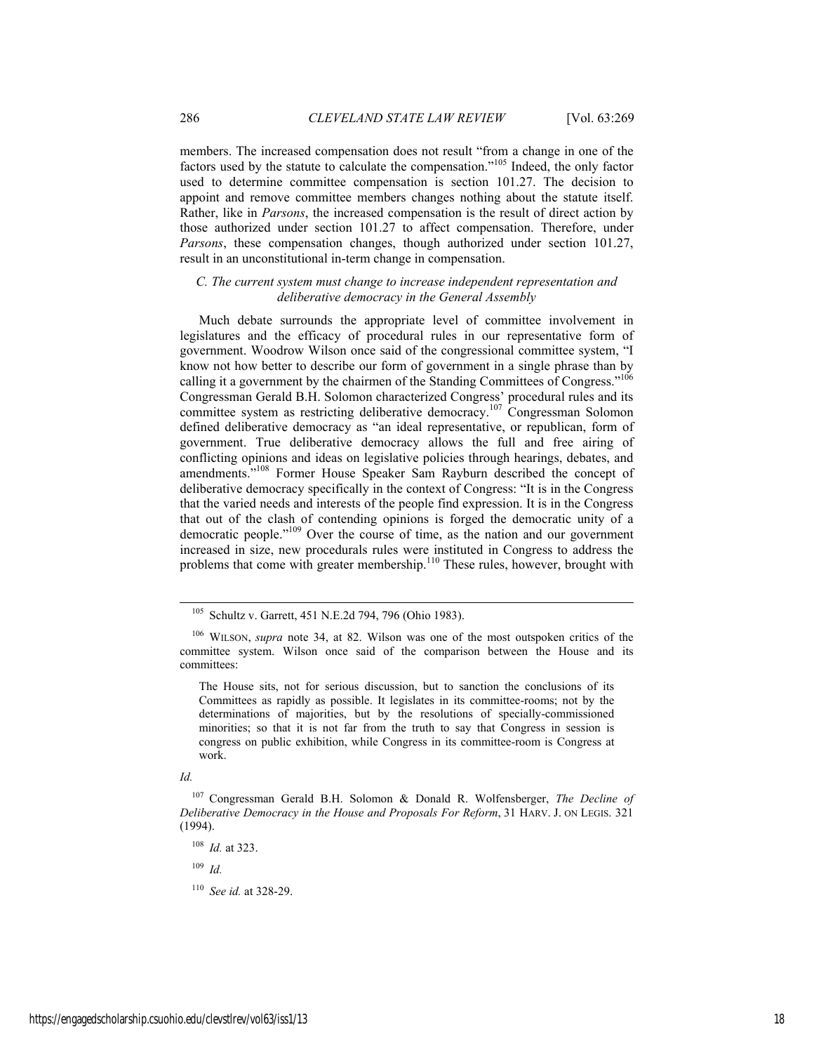members. The increased compensation does not result "from a change in one of the factors used by the statute to calculate the compensation."[105] Indeed, the only factor used to determine committee compensation is section 101.27. The decision to appoint and remove committee members changes nothing about the statute itself. Rather, like in *Parsons*, the increased compensation is the result of direct action by those authorized under section 101.27 to affect compensation. Therefore, under *Parsons*, these compensation changes, though authorized under section 101.27, result in an unconstitutional in-term change in compensation.

### *C. The current system must change to increase independent representation and deliberative democracy in the General Assembly*

Much debate surrounds the appropriate level of committee involvement in legislatures and the efficacy of procedural rules in our representative form of government. Woodrow Wilson once said of the congressional committee system, "I know not how better to describe our form of government in a single phrase than by calling it a government by the chairmen of the Standing Committees of Congress."[106] Congressman Gerald B.H. Solomon characterized Congress' procedural rules and its committee system as restricting deliberative democracy.[107] Congressman Solomon defined deliberative democracy as "an ideal representative, or republican, form of government. True deliberative democracy allows the full and free airing of conflicting opinions and ideas on legislative policies through hearings, debates, and amendments."[108] Former House Speaker Sam Rayburn described the concept of deliberative democracy specifically in the context of Congress: "It is in the Congress that the varied needs and interests of the people find expression. It is in the Congress that out of the clash of contending opinions is forged the democratic unity of a democratic people."[109] Over the course of time, as the nation and our government increased in size, new procedurals rules were instituted in Congress to address the problems that come with greater membership.[110] These rules, however, brought with

---

[105] Schultz v. Garrett, 451 N.E.2d 794, 796 (Ohio 1983).

[106] WILSON, *supra* note 34, at 82. Wilson was one of the most outspoken critics of the committee system. Wilson once said of the comparison between the House and its committees:

> The House sits, not for serious discussion, but to sanction the conclusions of its Committees as rapidly as possible. It legislates in its committee-rooms; not by the determinations of majorities, but by the resolutions of specially-commissioned minorities; so that it is not far from the truth to say that Congress in session is congress on public exhibition, while Congress in its committee-room is Congress at work.

*Id.*

[107] Congressman Gerald B.H. Solomon & Donald R. Wolfensberger, *The Decline of Deliberative Democracy in the House and Proposals For Reform*, 31 HARV. J. ON LEGIS. 321 (1994).

[108] *Id.* at 323.

[109] *Id.*

[110] *See id.* at 328-29.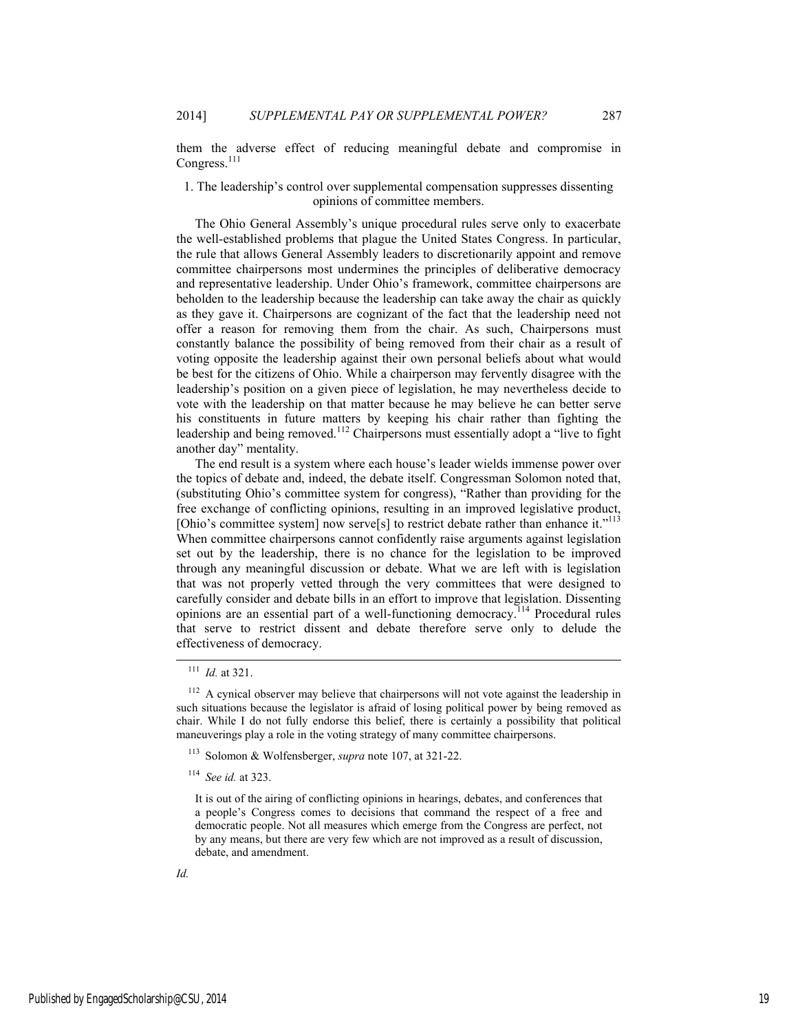them the adverse effect of reducing meaningful debate and compromise in Congress.[111]

1. The leadership's control over supplemental compensation suppresses dissenting opinions of committee members.

The Ohio General Assembly's unique procedural rules serve only to exacerbate the well-established problems that plague the United States Congress. In particular, the rule that allows General Assembly leaders to discretionarily appoint and remove committee chairpersons most undermines the principles of deliberative democracy and representative leadership. Under Ohio's framework, committee chairpersons are beholden to the leadership because the leadership can take away the chair as quickly as they gave it. Chairpersons are cognizant of the fact that the leadership need not offer a reason for removing them from the chair. As such, Chairpersons must constantly balance the possibility of being removed from their chair as a result of voting opposite the leadership against their own personal beliefs about what would be best for the citizens of Ohio. While a chairperson may fervently disagree with the leadership's position on a given piece of legislation, he may nevertheless decide to vote with the leadership on that matter because he may believe he can better serve his constituents in future matters by keeping his chair rather than fighting the leadership and being removed.[112] Chairpersons must essentially adopt a "live to fight another day" mentality.

The end result is a system where each house's leader wields immense power over the topics of debate and, indeed, the debate itself. Congressman Solomon noted that, (substituting Ohio's committee system for congress), "Rather than providing for the free exchange of conflicting opinions, resulting in an improved legislative product, [Ohio's committee system] now serve[s] to restrict debate rather than enhance it."[113] When committee chairpersons cannot confidently raise arguments against legislation set out by the leadership, there is no chance for the legislation to be improved through any meaningful discussion or debate. What we are left with is legislation that was not properly vetted through the very committees that were designed to carefully consider and debate bills in an effort to improve that legislation. Dissenting opinions are an essential part of a well-functioning democracy.[114] Procedural rules that serve to restrict dissent and debate therefore serve only to delude the effectiveness of democracy.

---

[111] *Id.* at 321.

[112] A cynical observer may believe that chairpersons will not vote against the leadership in such situations because the legislator is afraid of losing political power by being removed as chair. While I do not fully endorse this belief, there is certainly a possibility that political maneuverings play a role in the voting strategy of many committee chairpersons.

[113] Solomon & Wolfensberger, *supra* note 107, at 321-22.

[114] *See id.* at 323.

> It is out of the airing of conflicting opinions in hearings, debates, and conferences that a people's Congress comes to decisions that command the respect of a free and democratic people. Not all measures which emerge from the Congress are perfect, not by any means, but there are very few which are not improved as a result of discussion, debate, and amendment.

*Id.*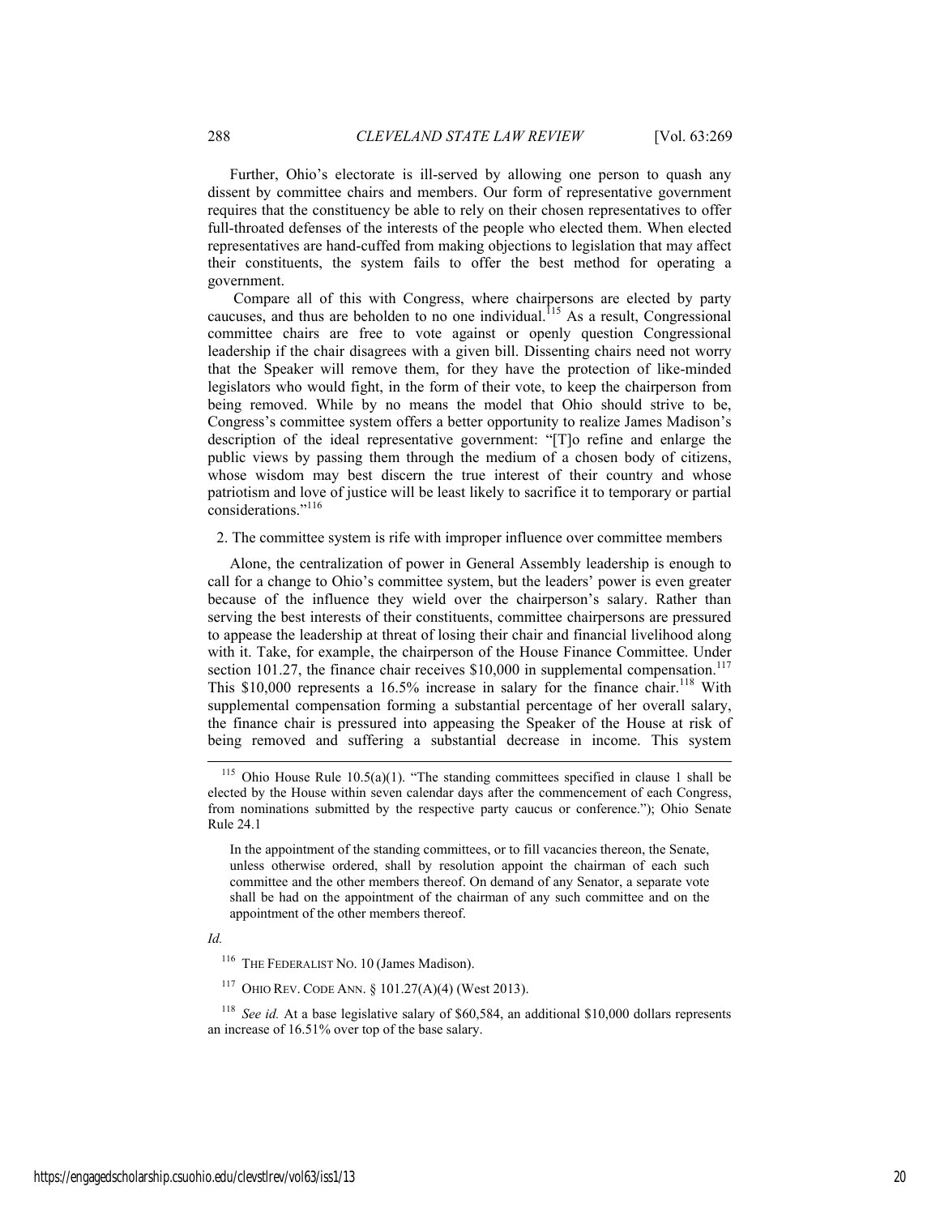Further, Ohio's electorate is ill-served by allowing one person to quash any dissent by committee chairs and members. Our form of representative government requires that the constituency be able to rely on their chosen representatives to offer full-throated defenses of the interests of the people who elected them. When elected representatives are hand-cuffed from making objections to legislation that may affect their constituents, the system fails to offer the best method for operating a government.

Compare all of this with Congress, where chairpersons are elected by party caucuses, and thus are beholden to no one individual.[115] As a result, Congressional committee chairs are free to vote against or openly question Congressional leadership if the chair disagrees with a given bill. Dissenting chairs need not worry that the Speaker will remove them, for they have the protection of like-minded legislators who would fight, in the form of their vote, to keep the chairperson from being removed. While by no means the model that Ohio should strive to be, Congress's committee system offers a better opportunity to realize James Madison's description of the ideal representative government: "[T]o refine and enlarge the public views by passing them through the medium of a chosen body of citizens, whose wisdom may best discern the true interest of their country and whose patriotism and love of justice will be least likely to sacrifice it to temporary or partial considerations."[116]

2. The committee system is rife with improper influence over committee members

Alone, the centralization of power in General Assembly leadership is enough to call for a change to Ohio's committee system, but the leaders' power is even greater because of the influence they wield over the chairperson's salary. Rather than serving the best interests of their constituents, committee chairpersons are pressured to appease the leadership at threat of losing their chair and financial livelihood along with it. Take, for example, the chairperson of the House Finance Committee. Under section 101.27, the finance chair receives $10,000 in supplemental compensation.[117] This $10,000 represents a 16.5% increase in salary for the finance chair.[118] With supplemental compensation forming a substantial percentage of her overall salary, the finance chair is pressured into appeasing the Speaker of the House at risk of being removed and suffering a substantial decrease in income. This system

---

[115] Ohio House Rule 10.5(a)(1). "The standing committees specified in clause 1 shall be elected by the House within seven calendar days after the commencement of each Congress, from nominations submitted by the respective party caucus or conference."); Ohio Senate Rule 24.1

> In the appointment of the standing committees, or to fill vacancies thereon, the Senate, unless otherwise ordered, shall by resolution appoint the chairman of each such committee and the other members thereof. On demand of any Senator, a separate vote shall be had on the appointment of the chairman of any such committee and on the appointment of the other members thereof.

*Id.*

[116] THE FEDERALIST NO. 10 (James Madison).

[117] OHIO REV. CODE ANN. § 101.27(A)(4) (West 2013).

[118] *See id.* At a base legislative salary of $60,584, an additional $10,000 dollars represents an increase of 16.51% over top of the base salary.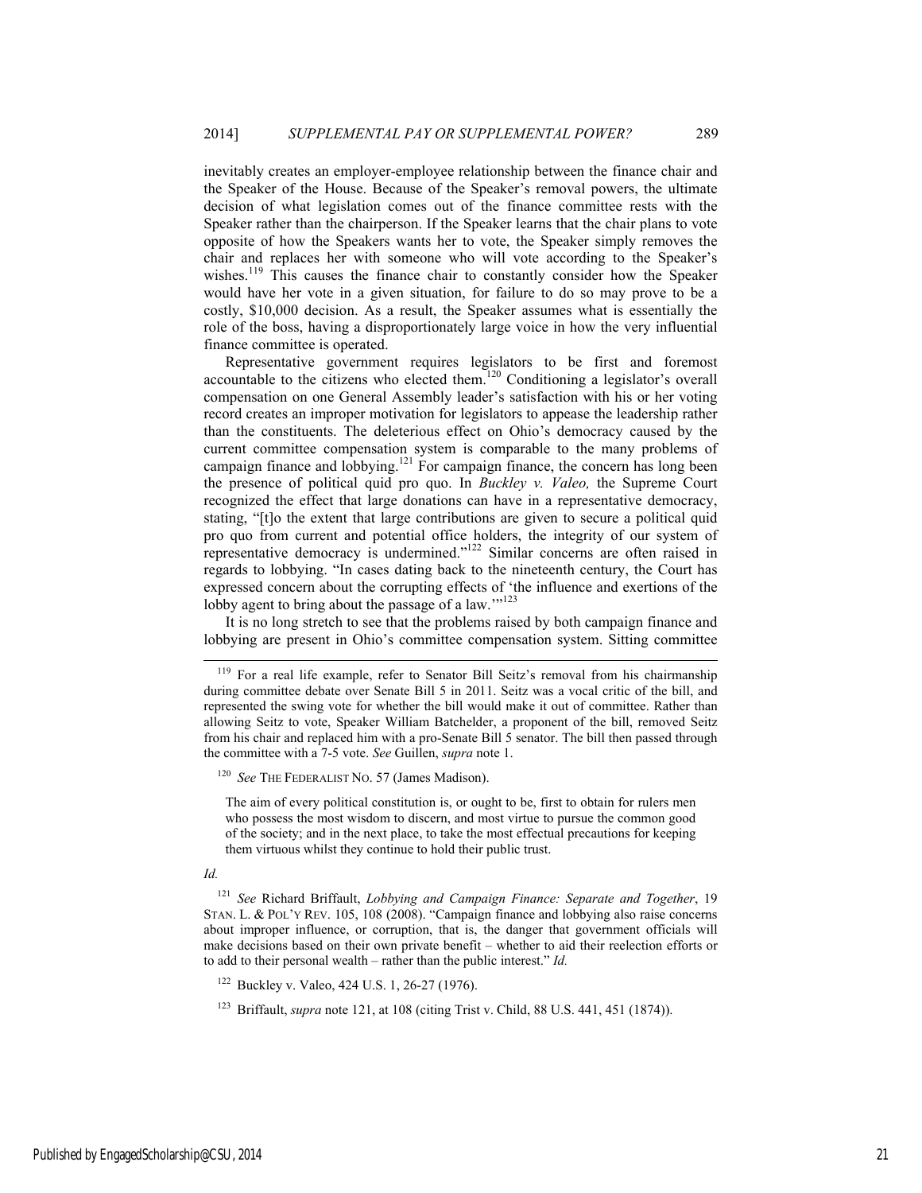inevitably creates an employer-employee relationship between the finance chair and the Speaker of the House. Because of the Speaker's removal powers, the ultimate decision of what legislation comes out of the finance committee rests with the Speaker rather than the chairperson. If the Speaker learns that the chair plans to vote opposite of how the Speakers wants her to vote, the Speaker simply removes the chair and replaces her with someone who will vote according to the Speaker's wishes.[119] This causes the finance chair to constantly consider how the Speaker would have her vote in a given situation, for failure to do so may prove to be a costly, $10,000 decision. As a result, the Speaker assumes what is essentially the role of the boss, having a disproportionately large voice in how the very influential finance committee is operated.

Representative government requires legislators to be first and foremost accountable to the citizens who elected them.[120] Conditioning a legislator's overall compensation on one General Assembly leader's satisfaction with his or her voting record creates an improper motivation for legislators to appease the leadership rather than the constituents. The deleterious effect on Ohio's democracy caused by the current committee compensation system is comparable to the many problems of campaign finance and lobbying.[121] For campaign finance, the concern has long been the presence of political quid pro quo. In *Buckley v. Valeo,* the Supreme Court recognized the effect that large donations can have in a representative democracy, stating, "[t]o the extent that large contributions are given to secure a political quid pro quo from current and potential office holders, the integrity of our system of representative democracy is undermined."[122] Similar concerns are often raised in regards to lobbying. "In cases dating back to the nineteenth century, the Court has expressed concern about the corrupting effects of 'the influence and exertions of the lobby agent to bring about the passage of a law.'"[123]

It is no long stretch to see that the problems raised by both campaign finance and lobbying are present in Ohio's committee compensation system. Sitting committee

---

[119] For a real life example, refer to Senator Bill Seitz's removal from his chairmanship during committee debate over Senate Bill 5 in 2011. Seitz was a vocal critic of the bill, and represented the swing vote for whether the bill would make it out of committee. Rather than allowing Seitz to vote, Speaker William Batchelder, a proponent of the bill, removed Seitz from his chair and replaced him with a pro-Senate Bill 5 senator. The bill then passed through the committee with a 7-5 vote. *See* Guillen, *supra* note 1.

[120] *See* THE FEDERALIST NO. 57 (James Madison).

> The aim of every political constitution is, or ought to be, first to obtain for rulers men who possess the most wisdom to discern, and most virtue to pursue the common good of the society; and in the next place, to take the most effectual precautions for keeping them virtuous whilst they continue to hold their public trust.

*Id.*

[121] *See* Richard Briffault, *Lobbying and Campaign Finance: Separate and Together*, 19 STAN. L. & POL'Y REV. 105, 108 (2008). "Campaign finance and lobbying also raise concerns about improper influence, or corruption, that is, the danger that government officials will make decisions based on their own private benefit – whether to aid their reelection efforts or to add to their personal wealth – rather than the public interest." *Id.*

[122] Buckley v. Valeo, 424 U.S. 1, 26-27 (1976).

[123] Briffault, *supra* note 121, at 108 (citing Trist v. Child, 88 U.S. 441, 451 (1874)).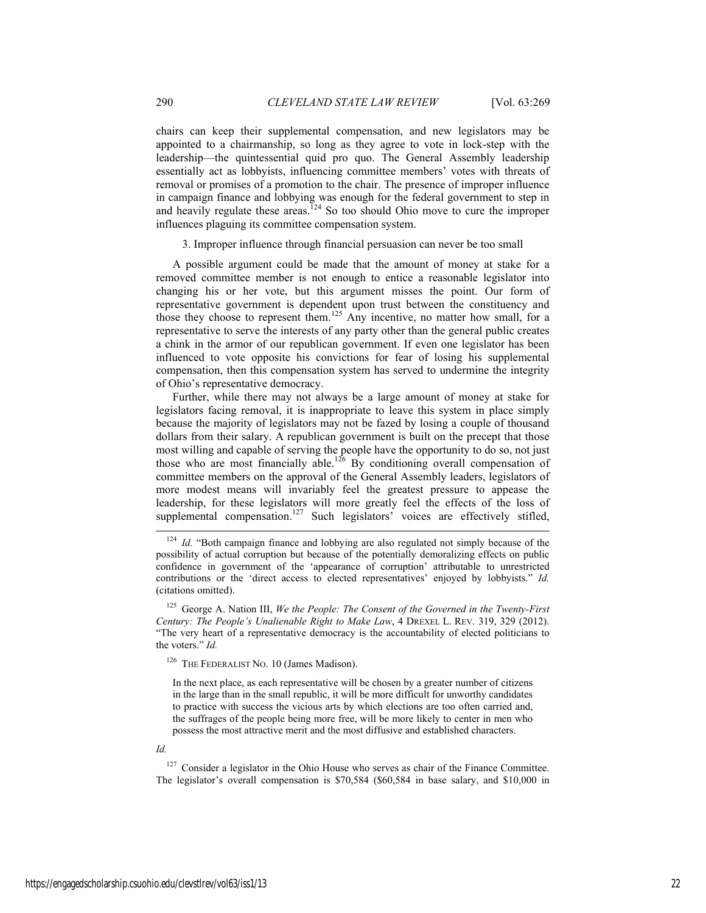chairs can keep their supplemental compensation, and new legislators may be appointed to a chairmanship, so long as they agree to vote in lock-step with the leadership—the quintessential quid pro quo. The General Assembly leadership essentially act as lobbyists, influencing committee members' votes with threats of removal or promises of a promotion to the chair. The presence of improper influence in campaign finance and lobbying was enough for the federal government to step in and heavily regulate these areas.[124] So too should Ohio move to cure the improper influences plaguing its committee compensation system.

### 3. Improper influence through financial persuasion can never be too small

A possible argument could be made that the amount of money at stake for a removed committee member is not enough to entice a reasonable legislator into changing his or her vote, but this argument misses the point. Our form of representative government is dependent upon trust between the constituency and those they choose to represent them.[125] Any incentive, no matter how small, for a representative to serve the interests of any party other than the general public creates a chink in the armor of our republican government. If even one legislator has been influenced to vote opposite his convictions for fear of losing his supplemental compensation, then this compensation system has served to undermine the integrity of Ohio's representative democracy.

Further, while there may not always be a large amount of money at stake for legislators facing removal, it is inappropriate to leave this system in place simply because the majority of legislators may not be fazed by losing a couple of thousand dollars from their salary. A republican government is built on the precept that those most willing and capable of serving the people have the opportunity to do so, not just those who are most financially able.[126] By conditioning overall compensation of committee members on the approval of the General Assembly leaders, legislators of more modest means will invariably feel the greatest pressure to appease the leadership, for these legislators will more greatly feel the effects of the loss of supplemental compensation.[127] Such legislators' voices are effectively stifled,

---

[124] *Id.* "Both campaign finance and lobbying are also regulated not simply because of the possibility of actual corruption but because of the potentially demoralizing effects on public confidence in government of the 'appearance of corruption' attributable to unrestricted contributions or the 'direct access to elected representatives' enjoyed by lobbyists." *Id.* (citations omitted).

[125] George A. Nation III, *We the People: The Consent of the Governed in the Twenty-First Century: The People's Unalienable Right to Make Law*, 4 DREXEL L. REV. 319, 329 (2012). "The very heart of a representative democracy is the accountability of elected politicians to the voters." *Id.*

[126] THE FEDERALIST NO. 10 (James Madison).

> In the next place, as each representative will be chosen by a greater number of citizens in the large than in the small republic, it will be more difficult for unworthy candidates to practice with success the vicious arts by which elections are too often carried and, the suffrages of the people being more free, will be more likely to center in men who possess the most attractive merit and the most diffusive and established characters.

*Id.*

[127] Consider a legislator in the Ohio House who serves as chair of the Finance Committee. The legislator's overall compensation is $70,584 ($60,584 in base salary, and $10,000 in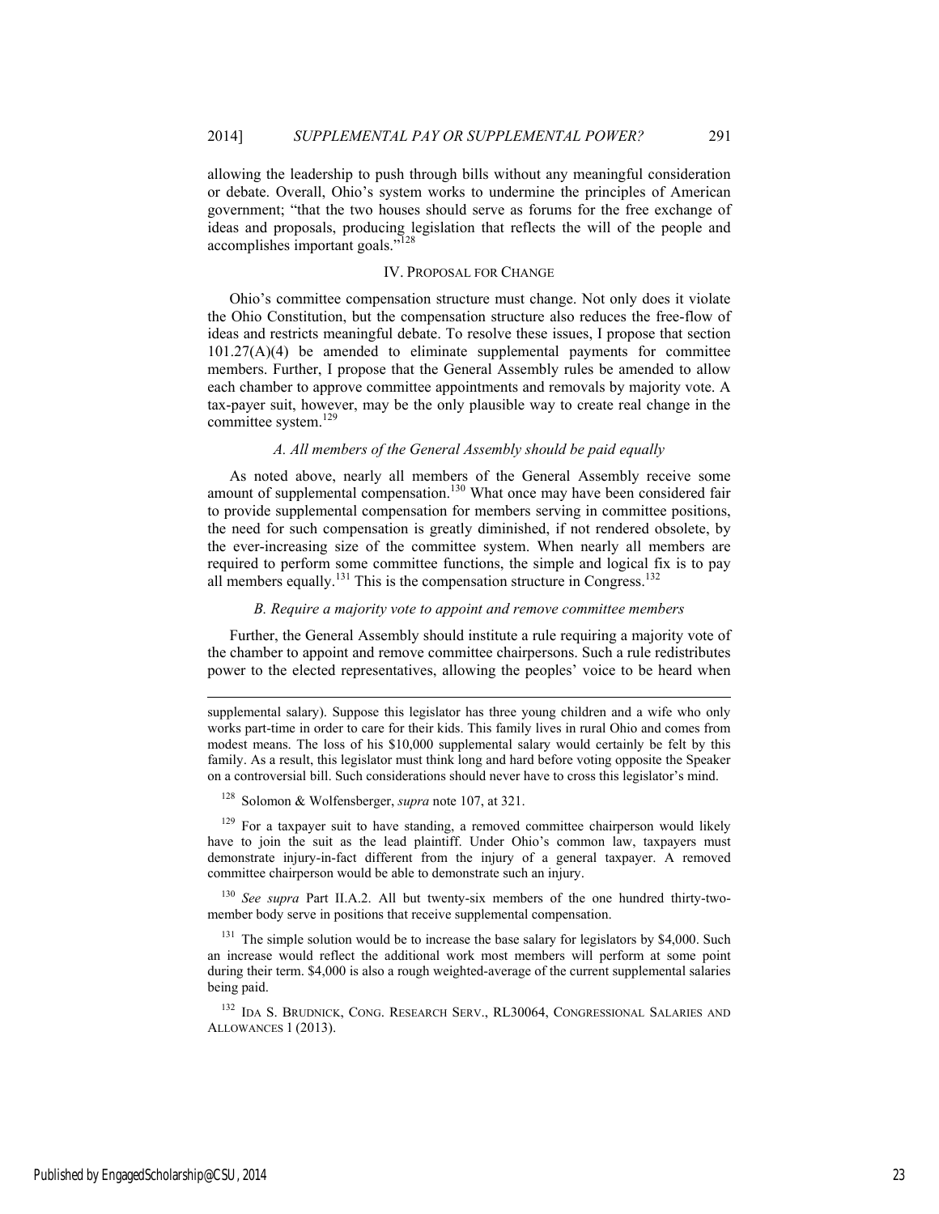allowing the leadership to push through bills without any meaningful consideration or debate. Overall, Ohio's system works to undermine the principles of American government; "that the two houses should serve as forums for the free exchange of ideas and proposals, producing legislation that reflects the will of the people and accomplishes important goals."[128]

## IV. Proposal for Change

Ohio's committee compensation structure must change. Not only does it violate the Ohio Constitution, but the compensation structure also reduces the free-flow of ideas and restricts meaningful debate. To resolve these issues, I propose that section 101.27(A)(4) be amended to eliminate supplemental payments for committee members. Further, I propose that the General Assembly rules be amended to allow each chamber to approve committee appointments and removals by majority vote. A tax-payer suit, however, may be the only plausible way to create real change in the committee system.[129]

### *A. All members of the General Assembly should be paid equally*

As noted above, nearly all members of the General Assembly receive some amount of supplemental compensation.[130] What once may have been considered fair to provide supplemental compensation for members serving in committee positions, the need for such compensation is greatly diminished, if not rendered obsolete, by the ever-increasing size of the committee system. When nearly all members are required to perform some committee functions, the simple and logical fix is to pay all members equally.[131] This is the compensation structure in Congress.[132]

### *B. Require a majority vote to appoint and remove committee members*

Further, the General Assembly should institute a rule requiring a majority vote of the chamber to appoint and remove committee chairpersons. Such a rule redistributes power to the elected representatives, allowing the peoples' voice to be heard when

---

supplemental salary). Suppose this legislator has three young children and a wife who only works part-time in order to care for their kids. This family lives in rural Ohio and comes from modest means. The loss of his $10,000 supplemental salary would certainly be felt by this family. As a result, this legislator must think long and hard before voting opposite the Speaker on a controversial bill. Such considerations should never have to cross this legislator's mind.

[128] Solomon & Wolfensberger, *supra* note 107, at 321.

[129] For a taxpayer suit to have standing, a removed committee chairperson would likely have to join the suit as the lead plaintiff. Under Ohio's common law, taxpayers must demonstrate injury-in-fact different from the injury of a general taxpayer. A removed committee chairperson would be able to demonstrate such an injury.

[130] *See supra* Part II.A.2. All but twenty-six members of the one hundred thirty-two-member body serve in positions that receive supplemental compensation.

[131] The simple solution would be to increase the base salary for legislators by $4,000. Such an increase would reflect the additional work most members will perform at some point during their term. $4,000 is also a rough weighted-average of the current supplemental salaries being paid.

[132] Ida S. Brudnick, Cong. Research Serv., RL30064, Congressional Salaries and Allowances 1 (2013).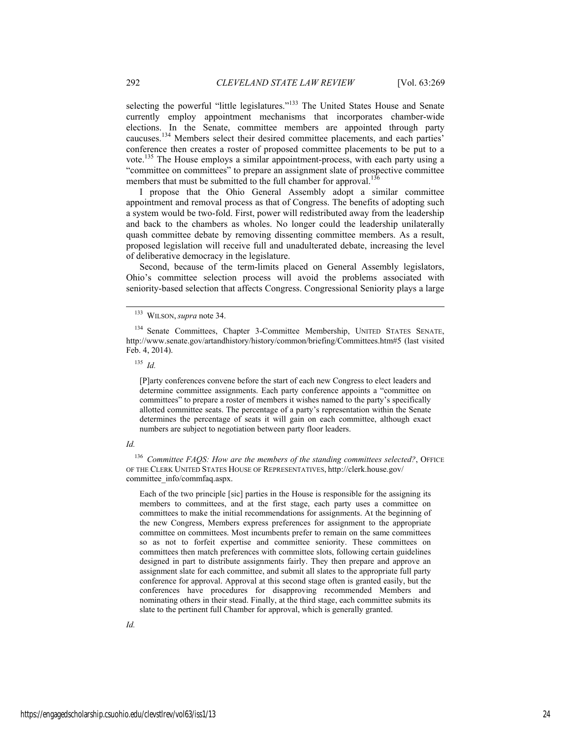selecting the powerful "little legislatures."[133] The United States House and Senate currently employ appointment mechanisms that incorporates chamber-wide elections. In the Senate, committee members are appointed through party caucuses.[134] Members select their desired committee placements, and each parties' conference then creates a roster of proposed committee placements to be put to a vote.[135] The House employs a similar appointment-process, with each party using a "committee on committees" to prepare an assignment slate of prospective committee members that must be submitted to the full chamber for approval.[136]

I propose that the Ohio General Assembly adopt a similar committee appointment and removal process as that of Congress. The benefits of adopting such a system would be two-fold. First, power will redistributed away from the leadership and back to the chambers as wholes. No longer could the leadership unilaterally quash committee debate by removing dissenting committee members. As a result, proposed legislation will receive full and unadulterated debate, increasing the level of deliberative democracy in the legislature.

Second, because of the term-limits placed on General Assembly legislators, Ohio's committee selection process will avoid the problems associated with seniority-based selection that affects Congress. Congressional Seniority plays a large

---

[133] WILSON, *supra* note 34.

[134] Senate Committees, Chapter 3-Committee Membership, UNITED STATES SENATE, http://www.senate.gov/artandhistory/history/common/briefing/Committees.htm#5 (last visited Feb. 4, 2014).

[135] *Id.*

> [P]arty conferences convene before the start of each new Congress to elect leaders and determine committee assignments. Each party conference appoints a "committee on committees" to prepare a roster of members it wishes named to the party's specifically allotted committee seats. The percentage of a party's representation within the Senate determines the percentage of seats it will gain on each committee, although exact numbers are subject to negotiation between party floor leaders.

*Id.*

[136] *Committee FAQS: How are the members of the standing committees selected?*, OFFICE OF THE CLERK UNITED STATES HOUSE OF REPRESENTATIVES, http://clerk.house.gov/committee_info/commfaq.aspx.

> Each of the two principle [sic] parties in the House is responsible for the assigning its members to committees, and at the first stage, each party uses a committee on committees to make the initial recommendations for assignments. At the beginning of the new Congress, Members express preferences for assignment to the appropriate committee on committees. Most incumbents prefer to remain on the same committees so as not to forfeit expertise and committee seniority. These committees on committees then match preferences with committee slots, following certain guidelines designed in part to distribute assignments fairly. They then prepare and approve an assignment slate for each committee, and submit all slates to the appropriate full party conference for approval. Approval at this second stage often is granted easily, but the conferences have procedures for disapproving recommended Members and nominating others in their stead. Finally, at the third stage, each committee submits its slate to the pertinent full Chamber for approval, which is generally granted.

*Id.*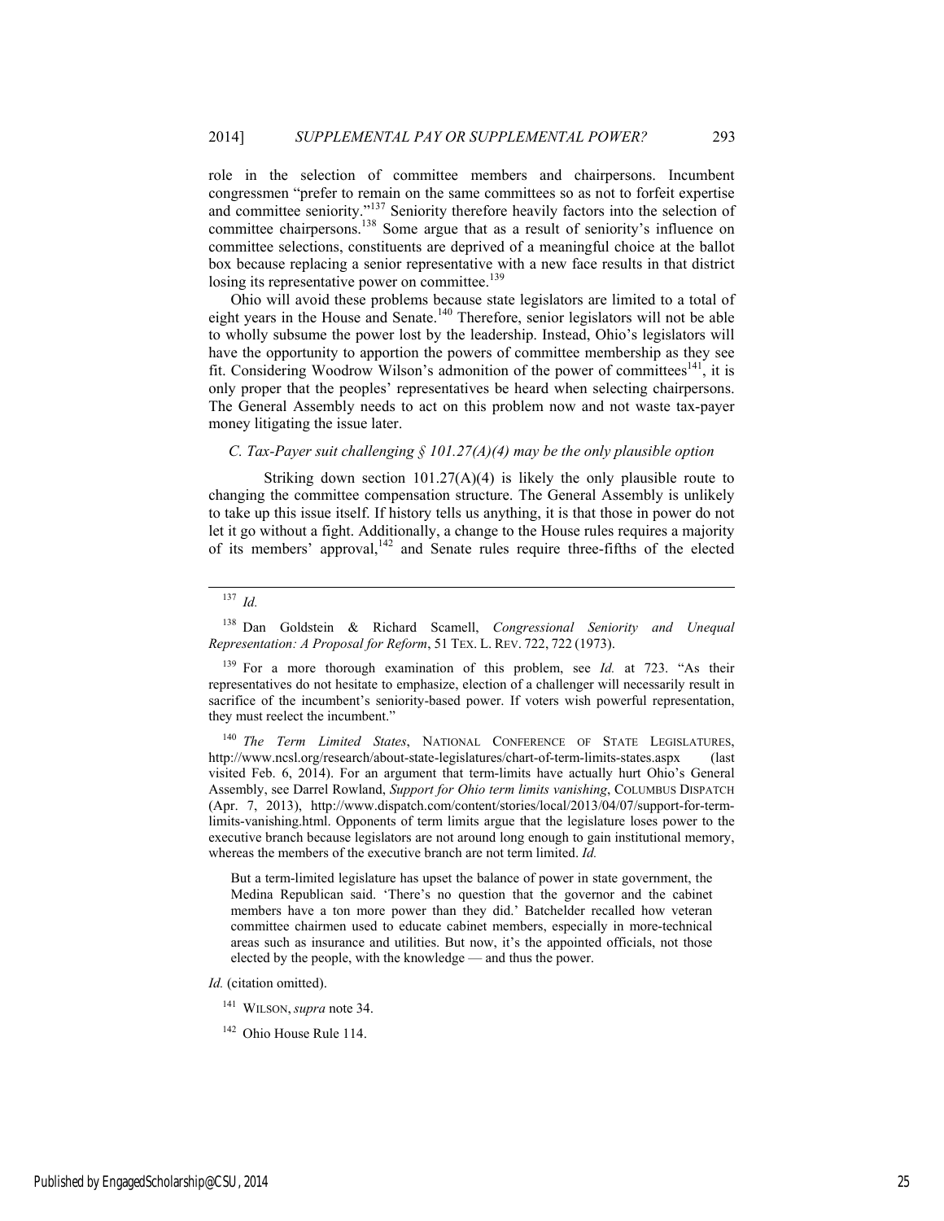role in the selection of committee members and chairpersons. Incumbent congressmen "prefer to remain on the same committees so as not to forfeit expertise and committee seniority."[137] Seniority therefore heavily factors into the selection of committee chairpersons.[138] Some argue that as a result of seniority's influence on committee selections, constituents are deprived of a meaningful choice at the ballot box because replacing a senior representative with a new face results in that district losing its representative power on committee.[139]

Ohio will avoid these problems because state legislators are limited to a total of eight years in the House and Senate.[140] Therefore, senior legislators will not be able to wholly subsume the power lost by the leadership. Instead, Ohio's legislators will have the opportunity to apportion the powers of committee membership as they see fit. Considering Woodrow Wilson's admonition of the power of committees[141], it is only proper that the peoples' representatives be heard when selecting chairpersons. The General Assembly needs to act on this problem now and not waste tax-payer money litigating the issue later.

### *C. Tax-Payer suit challenging § 101.27(A)(4) may be the only plausible option*

Striking down section 101.27(A)(4) is likely the only plausible route to changing the committee compensation structure. The General Assembly is unlikely to take up this issue itself. If history tells us anything, it is that those in power do not let it go without a fight. Additionally, a change to the House rules requires a majority of its members' approval,[142] and Senate rules require three-fifths of the elected

---

[137] *Id.*

[138] Dan Goldstein & Richard Scamell, *Congressional Seniority and Unequal Representation: A Proposal for Reform*, 51 TEX. L. REV. 722, 722 (1973).

[139] For a more thorough examination of this problem, see *Id.* at 723. "As their representatives do not hesitate to emphasize, election of a challenger will necessarily result in sacrifice of the incumbent's seniority-based power. If voters wish powerful representation, they must reelect the incumbent."

[140] *The Term Limited States*, NATIONAL CONFERENCE OF STATE LEGISLATURES, http://www.ncsl.org/research/about-state-legislatures/chart-of-term-limits-states.aspx (last visited Feb. 6, 2014). For an argument that term-limits have actually hurt Ohio's General Assembly, see Darrel Rowland, *Support for Ohio term limits vanishing*, COLUMBUS DISPATCH (Apr. 7, 2013), http://www.dispatch.com/content/stories/local/2013/04/07/support-for-term-limits-vanishing.html. Opponents of term limits argue that the legislature loses power to the executive branch because legislators are not around long enough to gain institutional memory, whereas the members of the executive branch are not term limited. *Id.*

> But a term-limited legislature has upset the balance of power in state government, the Medina Republican said. 'There's no question that the governor and the cabinet members have a ton more power than they did.' Batchelder recalled how veteran committee chairmen used to educate cabinet members, especially in more-technical areas such as insurance and utilities. But now, it's the appointed officials, not those elected by the people, with the knowledge — and thus the power.

*Id.* (citation omitted).

[141] WILSON, *supra* note 34.

[142] Ohio House Rule 114.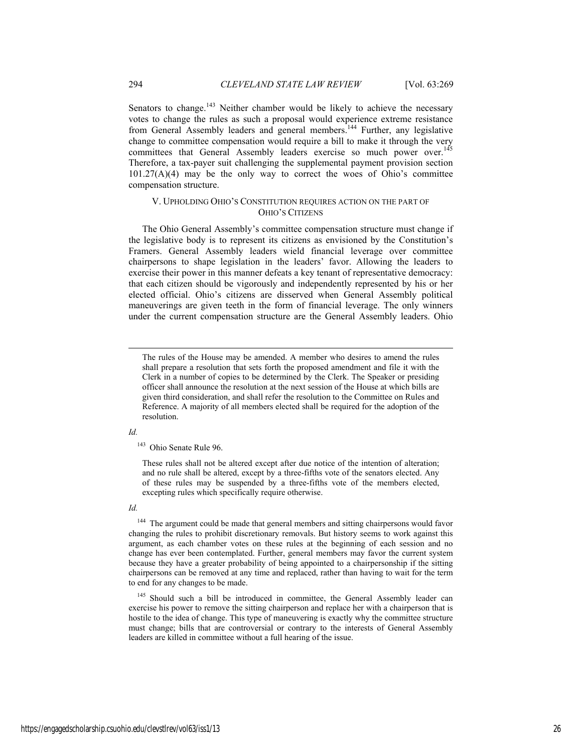Senators to change.[143] Neither chamber would be likely to achieve the necessary votes to change the rules as such a proposal would experience extreme resistance from General Assembly leaders and general members.[144] Further, any legislative change to committee compensation would require a bill to make it through the very committees that General Assembly leaders exercise so much power over.[145] Therefore, a tax-payer suit challenging the supplemental payment provision section 101.27(A)(4) may be the only way to correct the woes of Ohio's committee compensation structure.

## V. UPHOLDING OHIO'S CONSTITUTION REQUIRES ACTION ON THE PART OF OHIO'S CITIZENS

The Ohio General Assembly's committee compensation structure must change if the legislative body is to represent its citizens as envisioned by the Constitution's Framers. General Assembly leaders wield financial leverage over committee chairpersons to shape legislation in the leaders' favor. Allowing the leaders to exercise their power in this manner defeats a key tenant of representative democracy: that each citizen should be vigorously and independently represented by his or her elected official. Ohio's citizens are disserved when General Assembly political maneuverings are given teeth in the form of financial leverage. The only winners under the current compensation structure are the General Assembly leaders. Ohio

---

> The rules of the House may be amended. A member who desires to amend the rules shall prepare a resolution that sets forth the proposed amendment and file it with the Clerk in a number of copies to be determined by the Clerk. The Speaker or presiding officer shall announce the resolution at the next session of the House at which bills are given third consideration, and shall refer the resolution to the Committee on Rules and Reference. A majority of all members elected shall be required for the adoption of the resolution.

*Id.*

[143] Ohio Senate Rule 96.

> These rules shall not be altered except after due notice of the intention of alteration; and no rule shall be altered, except by a three-fifths vote of the senators elected. Any of these rules may be suspended by a three-fifths vote of the members elected, excepting rules which specifically require otherwise.

*Id.*

[144] The argument could be made that general members and sitting chairpersons would favor changing the rules to prohibit discretionary removals. But history seems to work against this argument, as each chamber votes on these rules at the beginning of each session and no change has ever been contemplated. Further, general members may favor the current system because they have a greater probability of being appointed to a chairpersonship if the sitting chairpersons can be removed at any time and replaced, rather than having to wait for the term to end for any changes to be made.

[145] Should such a bill be introduced in committee, the General Assembly leader can exercise his power to remove the sitting chairperson and replace her with a chairperson that is hostile to the idea of change. This type of maneuvering is exactly why the committee structure must change; bills that are controversial or contrary to the interests of General Assembly leaders are killed in committee without a full hearing of the issue.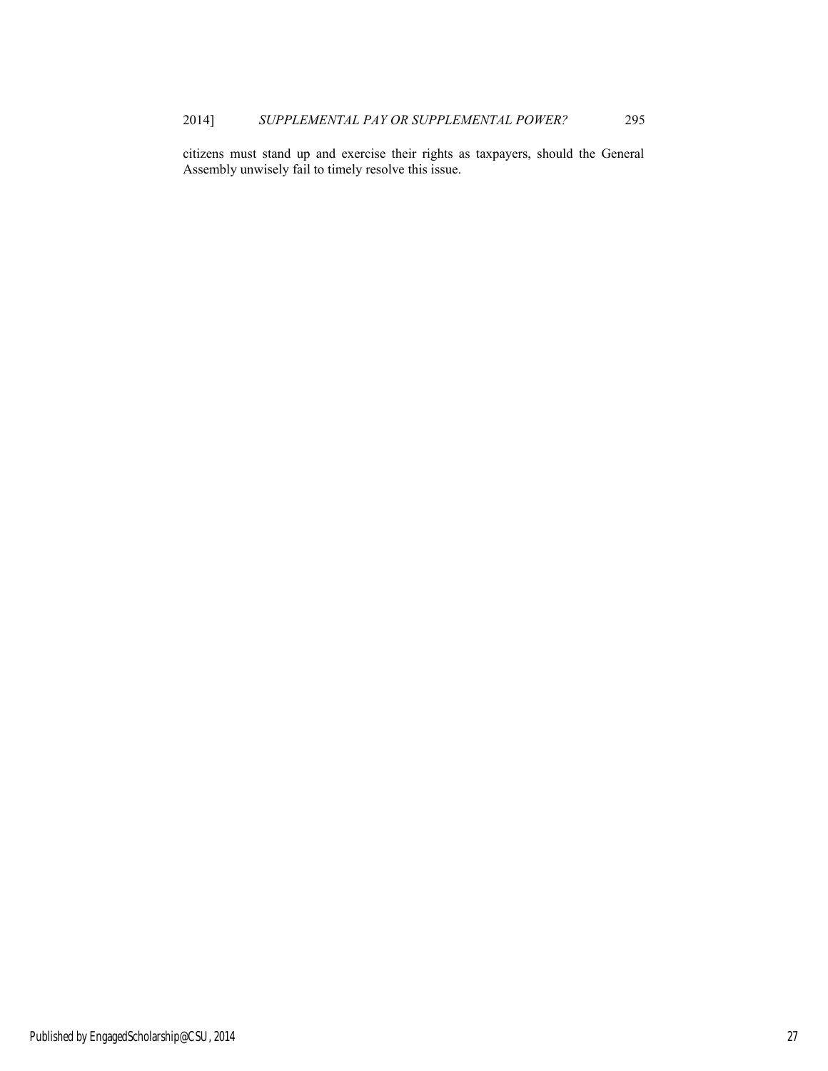citizens must stand up and exercise their rights as taxpayers, should the General Assembly unwisely fail to timely resolve this issue.